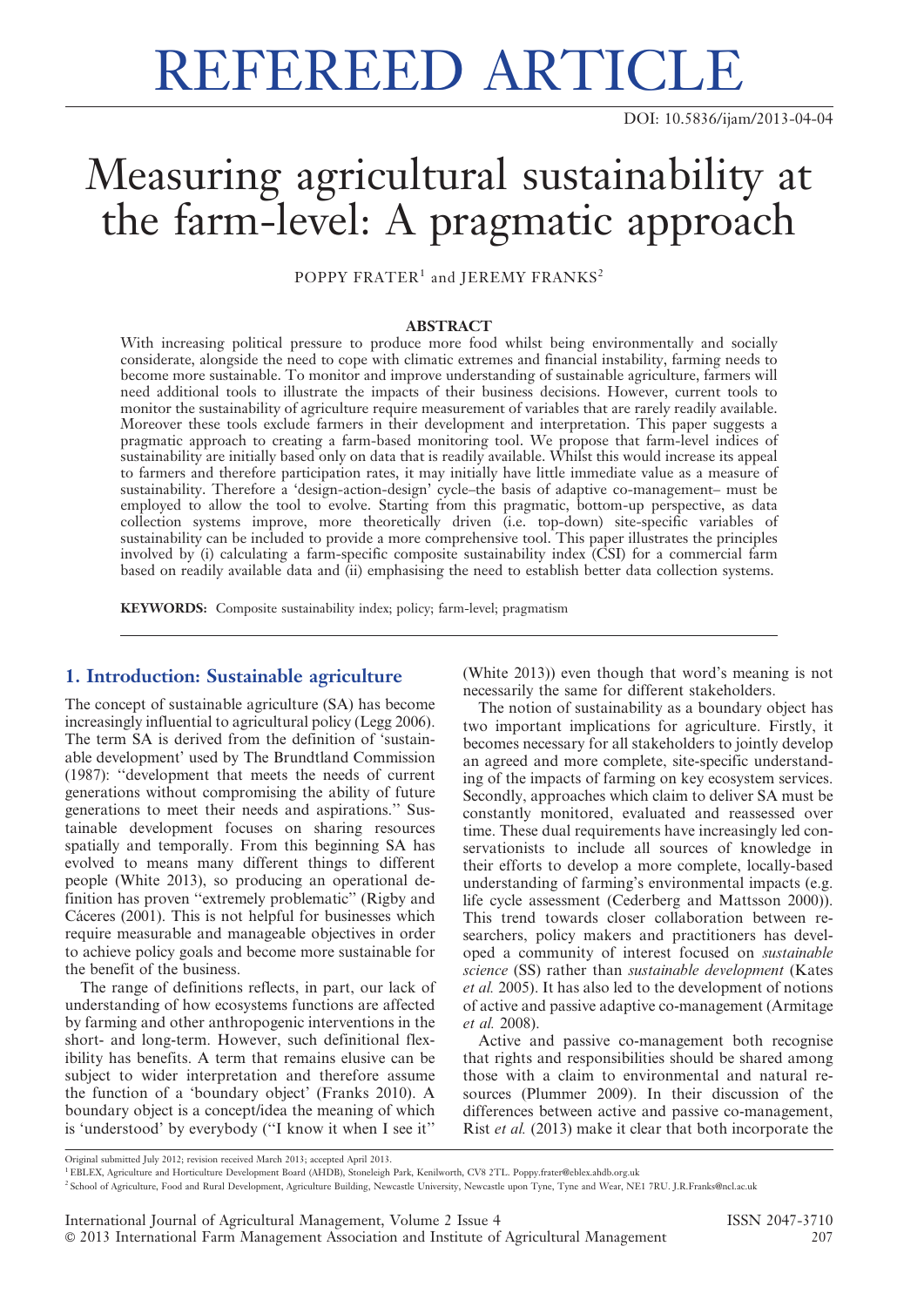# REFEREED ARTICLE

DOI: 10.5836/ijam/2013-04-04

# Measuring agricultural sustainability at the farm-level: A pragmatic approach

POPPY FRATER[1] and JEREMY FRANKS[2]

## ABSTRACT

With increasing political pressure to produce more food whilst being environmentally and socially considerate, alongside the need to cope with climatic extremes and financial instability, farming needs to become more sustainable. To monitor and improve understanding of sustainable agriculture, farmers will need additional tools to illustrate the impacts of their business decisions. However, current tools to monitor the sustainability of agriculture require measurement of variables that are rarely readily available. Moreover these tools exclude farmers in their development and interpretation. This paper suggests a pragmatic approach to creating a farm-based monitoring tool. We propose that farm-level indices of sustainability are initially based only on data that is readily available. Whilst this would increase its appeal to farmers and therefore participation rates, it may initially have little immediate value as a measure of sustainability. Therefore a 'design-action-design' cycle–the basis of adaptive co-management– must be employed to allow the tool to evolve. Starting from this pragmatic, bottom-up perspective, as data collection systems improve, more theoretically driven (i.e. top-down) site-specific variables of sustainability can be included to provide a more comprehensive tool. This paper illustrates the principles involved by (i) calculating a farm-specific composite sustainability index (CSI) for a commercial farm based on readily available data and (ii) emphasising the need to establish better data collection systems.

**KEYWORDS:** Composite sustainability index; policy; farm-level; pragmatism

## 1. Introduction: Sustainable agriculture

The concept of sustainable agriculture (SA) has become increasingly influential to agricultural policy (Legg 2006). The term SA is derived from the definition of 'sustainable development' used by The Brundtland Commission (1987): "development that meets the needs of current generations without compromising the ability of future generations to meet their needs and aspirations." Sustainable development focuses on sharing resources spatially and temporally. From this beginning SA has evolved to means many different things to different people (White 2013), so producing an operational definition has proven "extremely problematic" (Rigby and Cáceres (2001). This is not helpful for businesses which require measurable and manageable objectives in order to achieve policy goals and become more sustainable for the benefit of the business.

The range of definitions reflects, in part, our lack of understanding of how ecosystems functions are affected by farming and other anthropogenic interventions in the short- and long-term. However, such definitional flexibility has benefits. A term that remains elusive can be subject to wider interpretation and therefore assume the function of a 'boundary object' (Franks 2010). A boundary object is a concept/idea the meaning of which is 'understood' by everybody ("I know it when I see it" (White 2013)) even though that word's meaning is not necessarily the same for different stakeholders.

The notion of sustainability as a boundary object has two important implications for agriculture. Firstly, it becomes necessary for all stakeholders to jointly develop an agreed and more complete, site-specific understanding of the impacts of farming on key ecosystem services. Secondly, approaches which claim to deliver SA must be constantly monitored, evaluated and reassessed over time. These dual requirements have increasingly led conservationists to include all sources of knowledge in their efforts to develop a more complete, locally-based understanding of farming's environmental impacts (e.g. life cycle assessment (Cederberg and Mattsson 2000)). This trend towards closer collaboration between researchers, policy makers and practitioners has developed a community of interest focused on *sustainable science* (SS) rather than *sustainable development* (Kates *et al.* 2005). It has also led to the development of notions of active and passive adaptive co-management (Armitage *et al.* 2008).

Active and passive co-management both recognise that rights and responsibilities should be shared among those with a claim to environmental and natural resources (Plummer 2009). In their discussion of the differences between active and passive co-management, Rist *et al.* (2013) make it clear that both incorporate the

Original submitted July 2012; revision received March 2013; accepted April 2013.

[1] EBLEX, Agriculture and Horticulture Development Board (AHDB), Stoneleigh Park, Kenilworth, CV8 2TL. Poppy.frater@eblex.ahdb.org.uk

[2] School of Agriculture, Food and Rural Development, Agriculture Building, Newcastle University, Newcastle upon Tyne, Tyne and Wear, NE1 7RU. J.R.Franks@ncl.ac.uk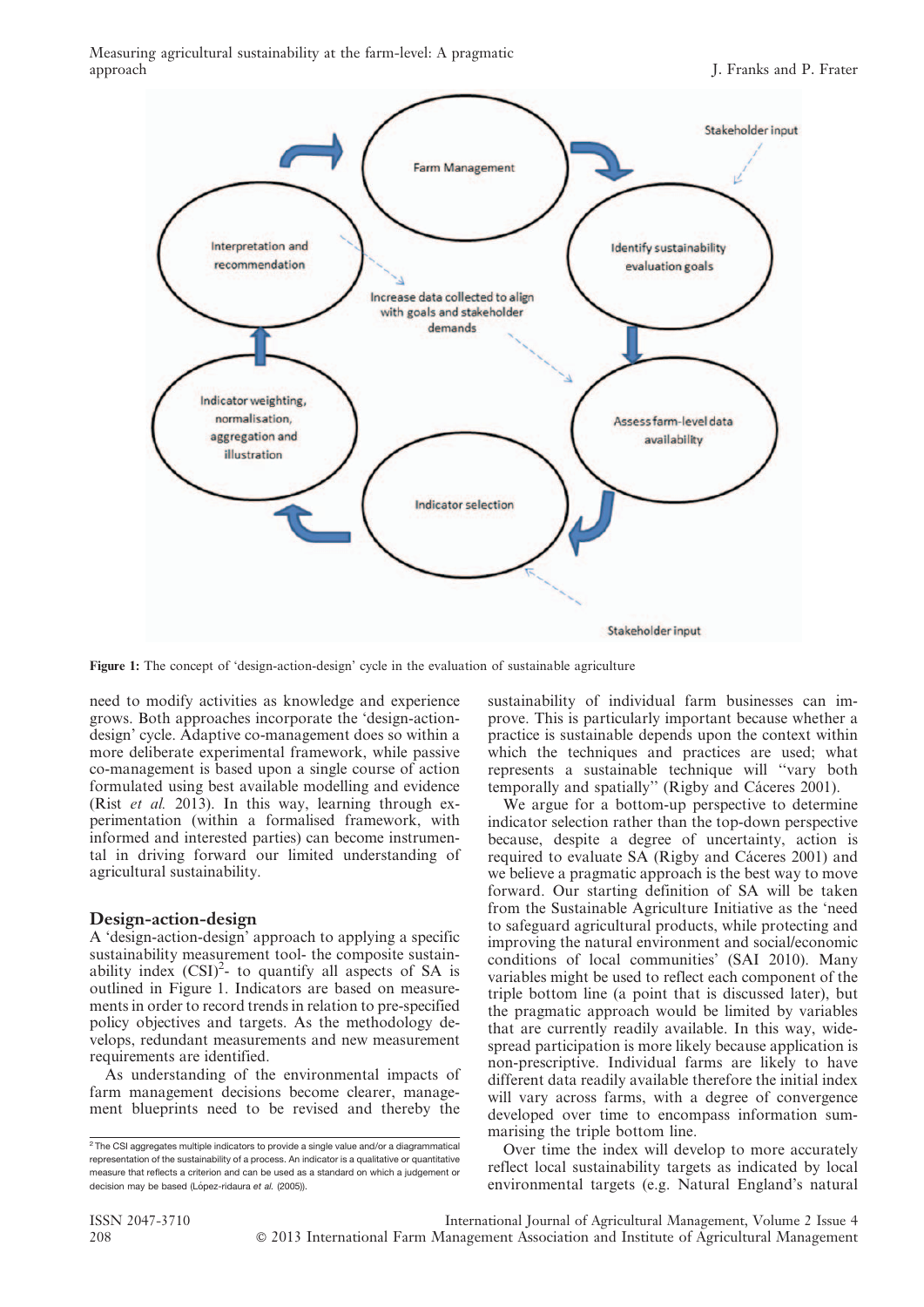Figure 1: The concept of 'design-action-design' cycle in the evaluation of sustainable agriculture

need to modify activities as knowledge and experience grows. Both approaches incorporate the 'design-action-design' cycle. Adaptive co-management does so within a more deliberate experimental framework, while passive co-management is based upon a single course of action formulated using best available modelling and evidence (Rist *et al.* 2013). In this way, learning through experimentation (within a formalised framework, with informed and interested parties) can become instrumental in driving forward our limited understanding of agricultural sustainability.

## Design-action-design

A 'design-action-design' approach to applying a specific sustainability measurement tool- the composite sustainability index (CSI)[2]- to quantify all aspects of SA is outlined in Figure 1. Indicators are based on measurements in order to record trends in relation to pre-specified policy objectives and targets. As the methodology develops, redundant measurements and new measurement requirements are identified.

As understanding of the environmental impacts of farm management decisions become clearer, management blueprints need to be revised and thereby the sustainability of individual farm businesses can improve. This is particularly important because whether a practice is sustainable depends upon the context within which the techniques and practices are used; what represents a sustainable technique will "vary both temporally and spatially" (Rigby and Cáceres 2001).

We argue for a bottom-up perspective to determine indicator selection rather than the top-down perspective because, despite a degree of uncertainty, action is required to evaluate SA (Rigby and Cáceres 2001) and we believe a pragmatic approach is the best way to move forward. Our starting definition of SA will be taken from the Sustainable Agriculture Initiative as the 'need to safeguard agricultural products, while protecting and improving the natural environment and social/economic conditions of local communities' (SAI 2010). Many variables might be used to reflect each component of the triple bottom line (a point that is discussed later), but the pragmatic approach would be limited by variables that are currently readily available. In this way, widespread participation is more likely because application is non-prescriptive. Individual farms are likely to have different data readily available therefore the initial index will vary across farms, with a degree of convergence developed over time to encompass information summarising the triple bottom line.

Over time the index will develop to more accurately reflect local sustainability targets as indicated by local environmental targets (e.g. Natural England's natural

[2] The CSI aggregates multiple indicators to provide a single value and/or a diagrammatical representation of the sustainability of a process. An indicator is a qualitative or quantitative measure that reflects a criterion and can be used as a standard on which a judgement or decision may be based (López-ridaura *et al.* (2005)).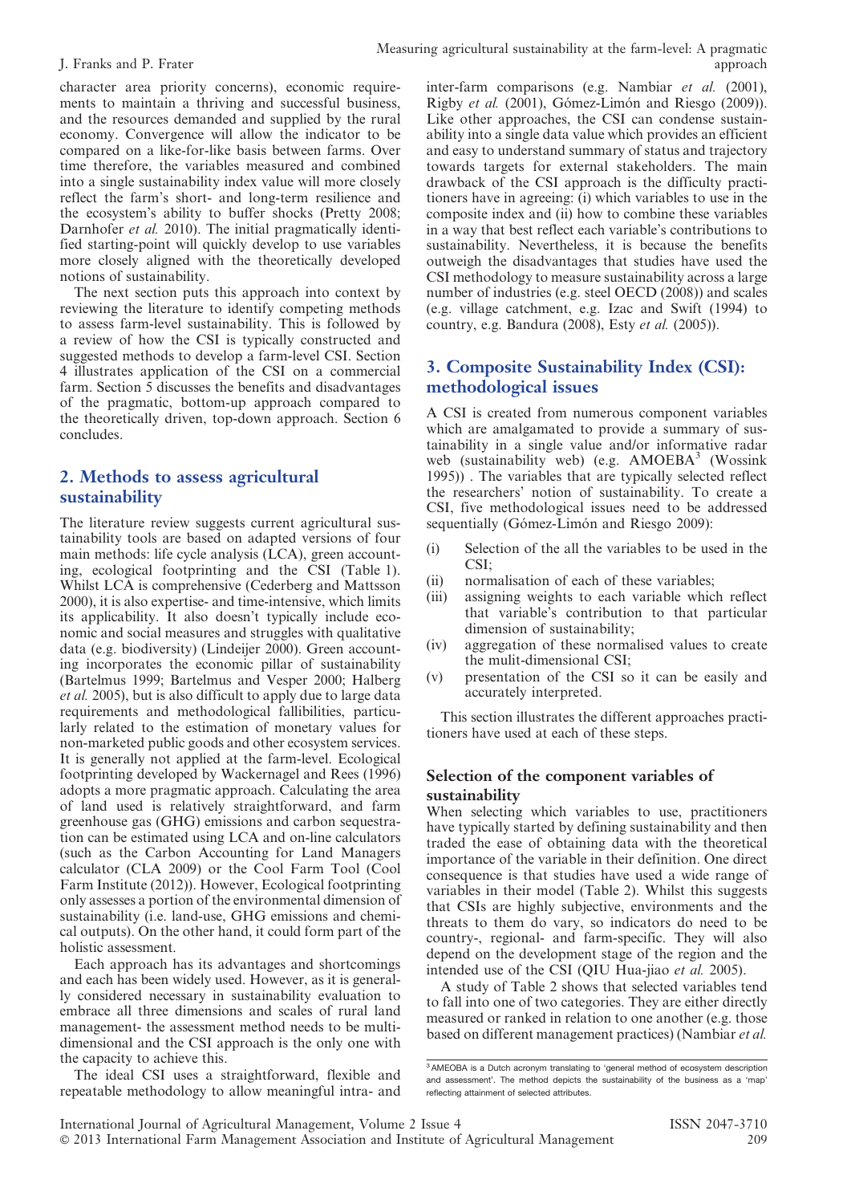character area priority concerns), economic requirements to maintain a thriving and successful business, and the resources demanded and supplied by the rural economy. Convergence will allow the indicator to be compared on a like-for-like basis between farms. Over time therefore, the variables measured and combined into a single sustainability index value will more closely reflect the farm's short- and long-term resilience and the ecosystem's ability to buffer shocks (Pretty 2008; Darnhofer *et al.* 2010). The initial pragmatically identified starting-point will quickly develop to use variables more closely aligned with the theoretically developed notions of sustainability.

The next section puts this approach into context by reviewing the literature to identify competing methods to assess farm-level sustainability. This is followed by a review of how the CSI is typically constructed and suggested methods to develop a farm-level CSI. Section 4 illustrates application of the CSI on a commercial farm. Section 5 discusses the benefits and disadvantages of the pragmatic, bottom-up approach compared to the theoretically driven, top-down approach. Section 6 concludes.

## 2. Methods to assess agricultural sustainability

The literature review suggests current agricultural sustainability tools are based on adapted versions of four main methods: life cycle analysis (LCA), green accounting, ecological footprinting and the CSI (Table 1). Whilst LCA is comprehensive (Cederberg and Mattsson 2000), it is also expertise- and time-intensive, which limits its applicability. It also doesn't typically include economic and social measures and struggles with qualitative data (e.g. biodiversity) (Lindeijer 2000). Green accounting incorporates the economic pillar of sustainability (Bartelmus 1999; Bartelmus and Vesper 2000; Halberg *et al.* 2005), but is also difficult to apply due to large data requirements and methodological fallibilities, particularly related to the estimation of monetary values for non-marketed public goods and other ecosystem services. It is generally not applied at the farm-level. Ecological footprinting developed by Wackernagel and Rees (1996) adopts a more pragmatic approach. Calculating the area of land used is relatively straightforward, and farm greenhouse gas (GHG) emissions and carbon sequestration can be estimated using LCA and on-line calculators (such as the Carbon Accounting for Land Managers calculator (CLA 2009) or the Cool Farm Tool (Cool Farm Institute (2012)). However, Ecological footprinting only assesses a portion of the environmental dimension of sustainability (i.e. land-use, GHG emissions and chemical outputs). On the other hand, it could form part of the holistic assessment.

Each approach has its advantages and shortcomings and each has been widely used. However, as it is generally considered necessary in sustainability evaluation to embrace all three dimensions and scales of rural land management- the assessment method needs to be multi-dimensional and the CSI approach is the only one with the capacity to achieve this.

The ideal CSI uses a straightforward, flexible and repeatable methodology to allow meaningful intra- and inter-farm comparisons (e.g. Nambiar *et al.* (2001), Rigby *et al.* (2001), Gómez-Limón and Riesgo (2009)). Like other approaches, the CSI can condense sustainability into a single data value which provides an efficient and easy to understand summary of status and trajectory towards targets for external stakeholders. The main drawback of the CSI approach is the difficulty practitioners have in agreeing: (i) which variables to use in the composite index and (ii) how to combine these variables in a way that best reflect each variable's contributions to sustainability. Nevertheless, it is because the benefits outweigh the disadvantages that studies have used the CSI methodology to measure sustainability across a large number of industries (e.g. steel OECD (2008)) and scales (e.g. village catchment, e.g. Izac and Swift (1994) to country, e.g. Bandura (2008), Esty *et al.* (2005)).

## 3. Composite Sustainability Index (CSI): methodological issues

A CSI is created from numerous component variables which are amalgamated to provide a summary of sustainability in a single value and/or informative radar web (sustainability web) (e.g. AMOEBA[3] (Wossink 1995)) . The variables that are typically selected reflect the researchers' notion of sustainability. To create a CSI, five methodological issues need to be addressed sequentially (Gómez-Limón and Riesgo 2009):

(i) Selection of the all the variables to be used in the CSI;
(ii) normalisation of each of these variables;
(iii) assigning weights to each variable which reflect that variable's contribution to that particular dimension of sustainability;
(iv) aggregation of these normalised values to create the mulit-dimensional CSI;
(v) presentation of the CSI so it can be easily and accurately interpreted.

This section illustrates the different approaches practitioners have used at each of these steps.

### Selection of the component variables of sustainability

When selecting which variables to use, practitioners have typically started by defining sustainability and then traded the ease of obtaining data with the theoretical importance of the variable in their definition. One direct consequence is that studies have used a wide range of variables in their model (Table 2). Whilst this suggests that CSIs are highly subjective, environments and the threats to them do vary, so indicators do need to be country-, regional- and farm-specific. They will also depend on the development stage of the region and the intended use of the CSI (QIU Hua-jiao *et al.* 2005).

A study of Table 2 shows that selected variables tend to fall into one of two categories. They are either directly measured or ranked in relation to one another (e.g. those based on different management practices) (Nambiar *et al.*

[3] AMEOBA is a Dutch acronym translating to 'general method of ecosystem description and assessment'. The method depicts the sustainability of the business as a 'map' reflecting attainment of selected attributes.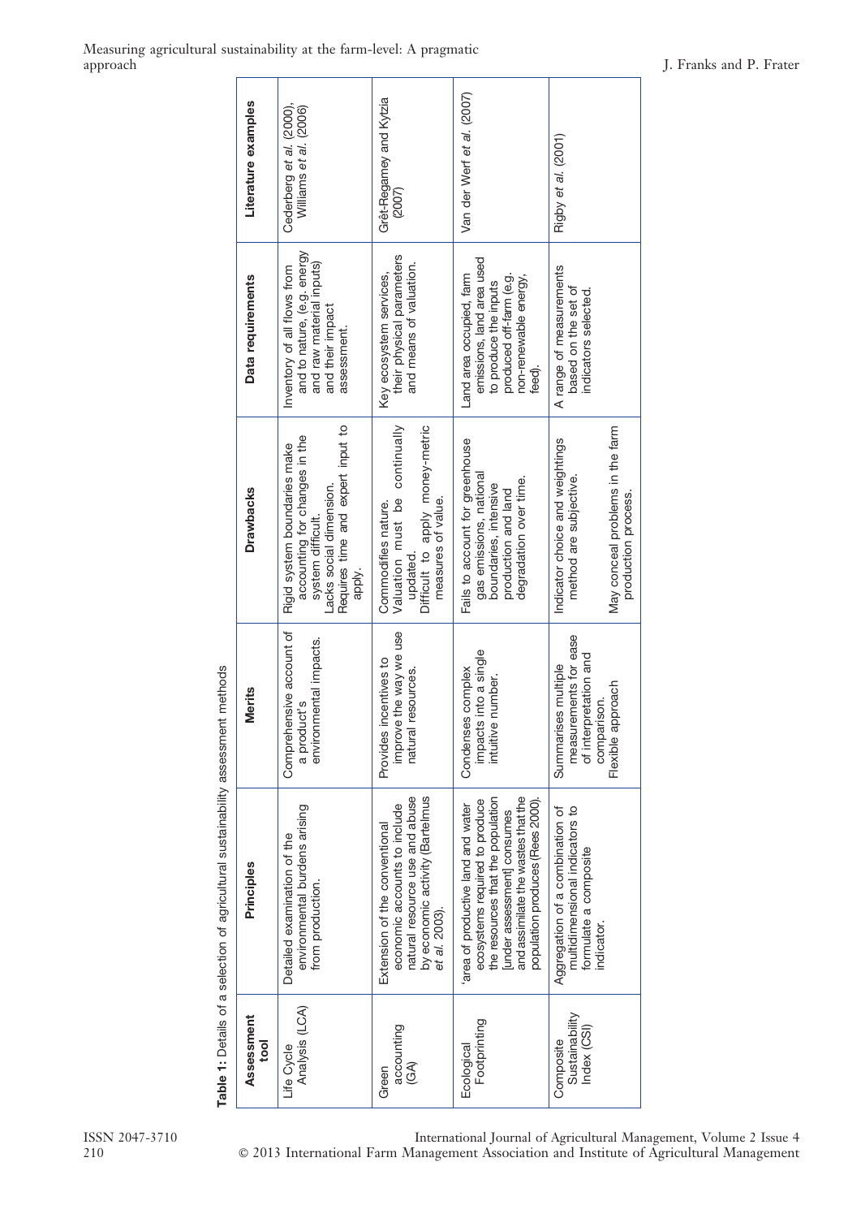**Table 1:** Details of a selection of agricultural sustainability assessment methods

| Assessment tool | Principles | Merits | Drawbacks | Data requirements | Literature examples |
|---|---|---|---|---|---|
| Life Cycle Analysis (LCA) | Detailed examination of the environmental burdens arising from production. | Comprehensive account of a product's environmental impacts. | Rigid system boundaries make accounting for changes in the system difficult. Lacks social dimension. Requires time and expert input to apply. | Inventory of all flows from and to nature, (e.g. energy and raw material inputs) and their impact assessment. | Cederberg *et al.* (2000), Williams *et al.* (2006) |
| Green accounting (GA) | Extension of the conventional economic accounts to include natural resource use and abuse by economic activity (Bartelmus *et al.* 2003). | Provides incentives to improve the way we use natural resources. | Commodifies nature. Valuation must be continually updated. Difficult to apply money-metric measures of value. | Key ecosystem services, their physical parameters and means of valuation. | Grêt-Regamey and Kytzia (2007) |
| Ecological Footprinting | 'area of productive land and water ecosystems required to produce the resources that the population [under assessment] consumes and assimilate the wastes that the population produces (Rees 2000). | Condenses complex impacts into a single intuitive number. | Fails to account for greenhouse gas emissions, national boundaries, intensive production and land degradation over time. | Land area occupied, farm emissions, land area used to produce the inputs produced off-farm (e.g. non-renewable energy, feed). | Van der Werf *et al.* (2007) |
| Composite Sustainability Index (CSI) | Aggregation of a combination of multidimensional indicators to formulate a composite indicator. | Summarises multiple measurements for ease of interpretation and comparison. Flexible approach | Indicator choice and weightings method are subjective. May conceal problems in the farm production process. | A range of measurements based on the set of indicators selected. | Rigby *et al.* (2001) |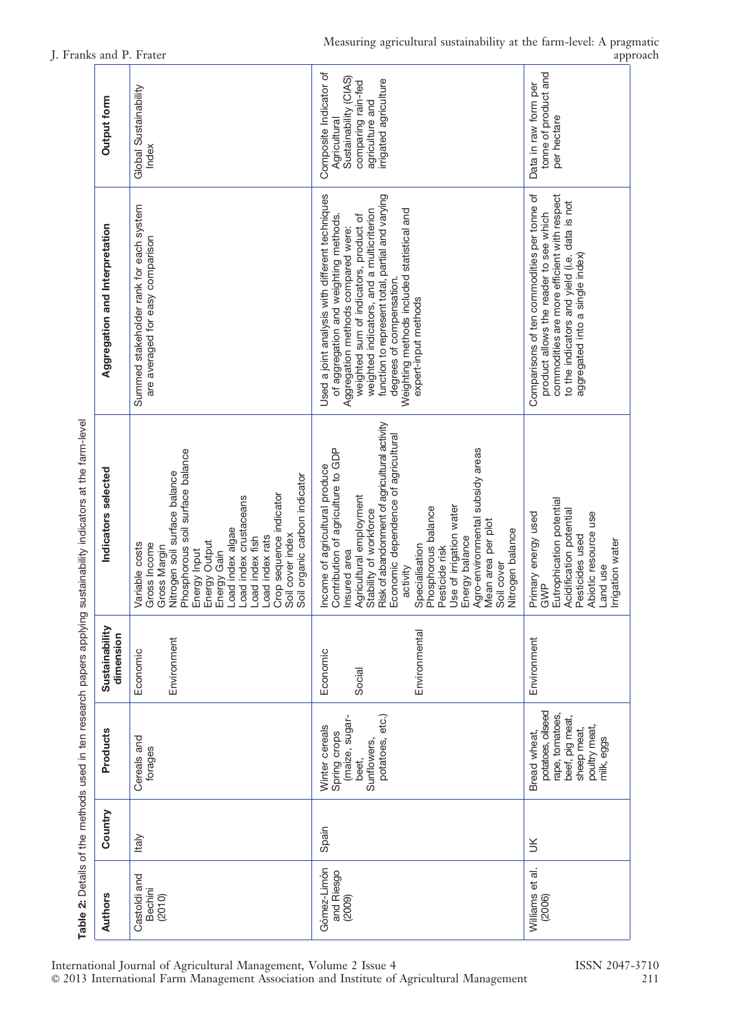**Table 2:** Details of the methods used in ten research papers applying sustainability indicators at the farm-level

| Authors | Country | Products | Sustainability dimension | Indicators selected | Aggregation and Interpretation | Output form |
|---|---|---|---|---|---|---|
| Castoldi and Bechini (2010) | Italy | Cereals and forages | Economic<br><br>Environment | Variable costs<br>Gross Income<br>Gross Margin<br>Nitrogen soil surface balance<br>Phosphorous soil surface balance<br>Energy Input<br>Energy Output<br>Energy Gain<br>Load index algae<br>Load index crustaceans<br>Load index fish<br>Load index rats<br>Crop sequence indicator<br>Soil cover index<br>Soil organic carbon indicator | Summed stakeholder rank for each system are averaged for easy comparison | Global Sustainability Index |
| Gómez-Limón and Riesgo (2009) | Spain | Winter cereals<br>Spring crops (maize, sugar-beet,<br>Sunflowers, potatoes, etc.) | Economic<br><br>Social<br><br>Environmental | Income of agricultural produce<br>Contribution of agriculture to GDP<br>Insured area<br>Agricultural employment<br>Stability of workforce<br>Risk of abandonment of agricultural activity<br>Economic dependence of agricultural activity<br>Specialisation<br>Phosphorous balance<br>Pesticide risk<br>Use of irrigation water<br>Energy balance<br>Agro-environmental subsidy areas<br>Mean area per plot<br>Soil cover<br>Nitrogen balance | Used a joint analysis with different techniques of aggregation and weighting methods.<br>Aggregation methods compared were: weighted sum of indicators, product of weighted indicators, and a multicriterion function to represent total, partial and varying degrees of compensation.<br>Weighting methods included statistical and expert-input methods | Composite Indicator of Agricultural Sustainability (CIAS) comparing rain-fed agriculture and irrigated agriculture |
| Williams et al. (2006) | UK | Bread wheat, potatoes, oilseed rape, tomatoes, beef, pig meat, sheep meat, poultry meat, milk, eggs | Environment | Primary energy used<br>GWP<br>Eutrophication potential<br>Acidification potential<br>Pesticides used<br>Abiotic resource use<br>Land use<br>Irrigation water | Comparisons of ten commodities per tonne of product allows the reader to see which commodities are more efficient with respect to the indicators and yield (i.e. data is not aggregated into a single index) | Data in raw form per tonne of product and per hectare |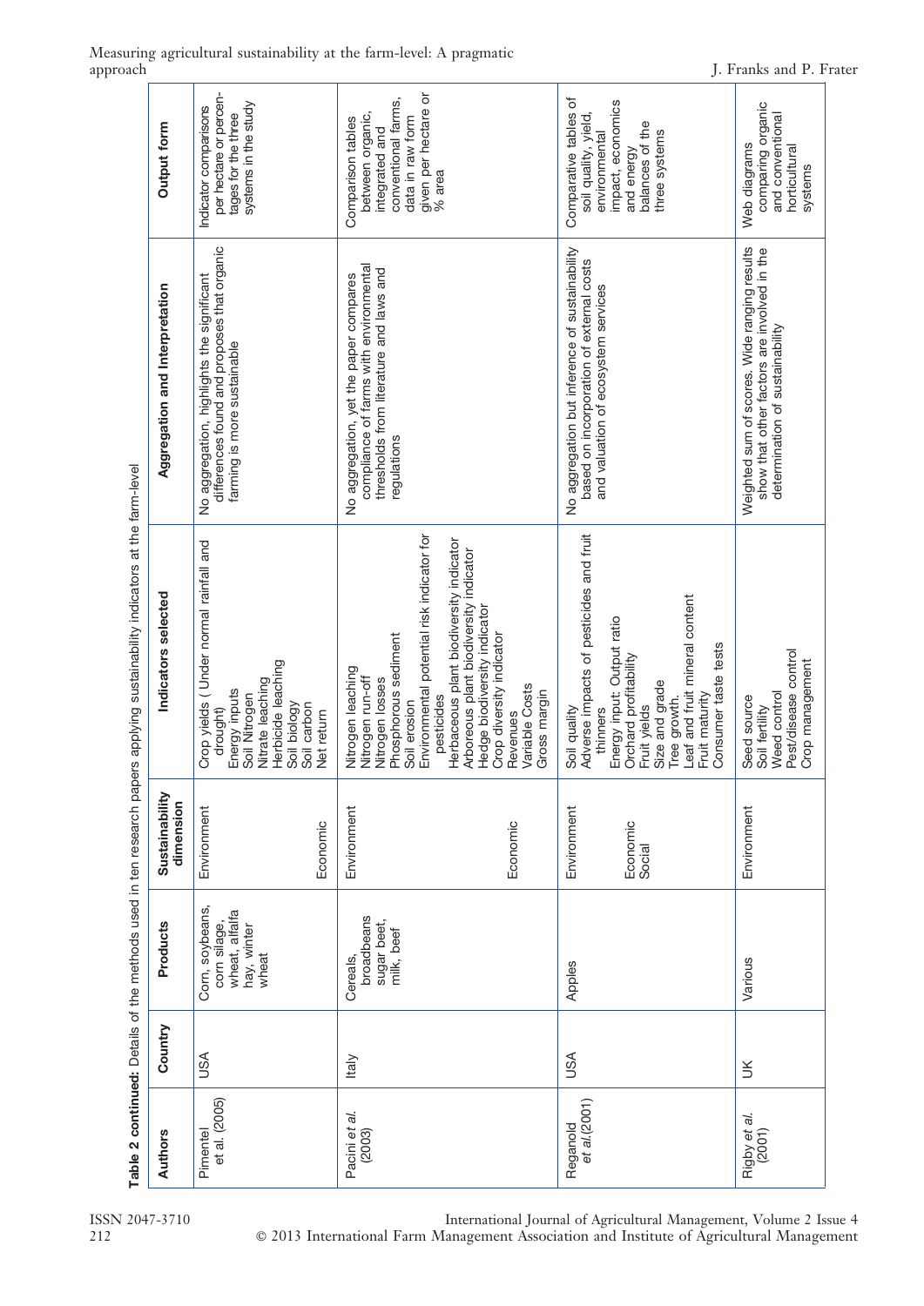**Table 2 continued:** Details of the methods used in ten research papers applying sustainability indicators at the farm-level

| Authors | Country | Products | Sustainability dimension | Indicators selected | Aggregation and Interpretation | Output form |
|---|---|---|---|---|---|---|
| Pimentel *et al.* (2005) | USA | Corn, soybeans, corn silage, wheat, alfalfa hay, winter wheat | Environment<br><br><br><br><br><br>Economic | Crop yields ( Under normal rainfall and drought)<br>Energy inputs<br>Soil Nitrogen<br>Nitrate leaching<br>Herbicide leaching<br>Soil biology<br>Soil carbon<br>Net return | No aggregation, highlights the significant differences found and proposes that organic farming is more sustainable | Indicator comparisons per hectare or percentages for the three systems in the study |
| Pacini *et al.* (2003) | Italy | Cereals, broadbeans sugar beet, milk, beef | Environment<br><br><br><br><br><br><br><br><br><br><br><br>Economic | Nitrogen leaching<br>Nitrogen run-off<br>Nitrogen losses<br>Phosphorous sediment<br>Soil erosion<br>Environmental potential risk indicator for pesticides<br>Herbaceous plant biodiversity indicator<br>Arboreous plant biodiversity indicator<br>Hedge biodiversity indicator<br>Crop diversity indicator<br>Revenues<br>Variable Costs<br>Gross margin | No aggregation, yet the paper compares compliance of farms with environmental thresholds from literature and laws and regulations | Comparison tables between organic, integrated and conventional farms, data in raw form given per hectare or % area |
| Reganold *et al.*(2001) | USA | Apples | Environment<br><br><br><br>Economic<br>Social | Soil quality<br>Adverse impacts of pesticides and fruit thinners<br>Energy input: Output ratio<br>Orchard profitability<br>Fruit yields<br>Size and grade<br>Tree growth.<br>Leaf and fruit mineral content<br>Fruit maturity<br>Consumer taste tests | No aggregation but inference of sustainability based on incorporation of external costs and valuation of ecosystem services | Comparative tables of soil quality, yield, environmental impact, economics and energy balances of the three systems |
| Rigby *et al.* (2001) | UK | Various | Environment | Seed source<br>Soil fertility<br>Weed control<br>Pest/disease control<br>Crop management | Weighted sum of scores. Wide ranging results show that other factors are involved in the determination of sustainability | Web diagrams comparing organic and conventional horticultural systems |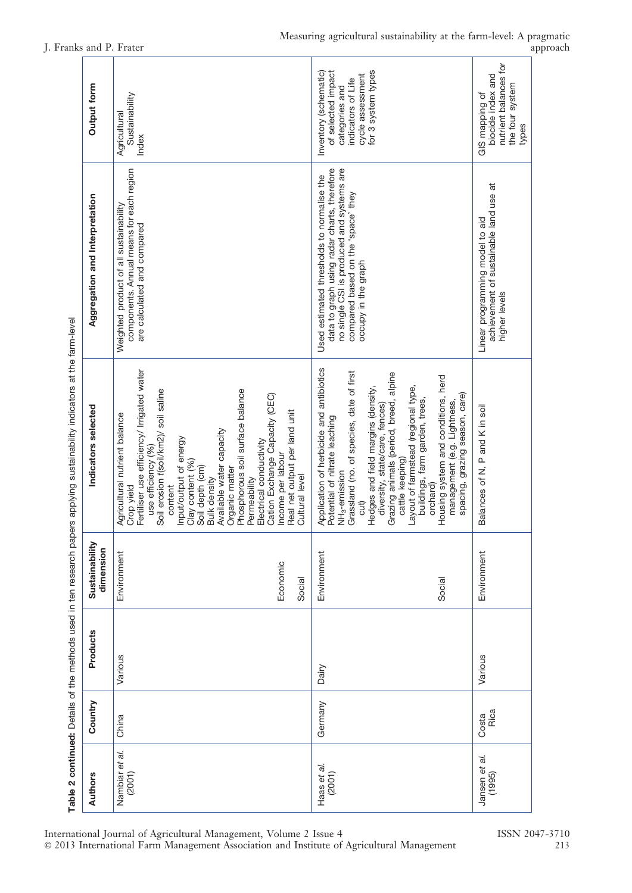**Table 2 continued:** Details of the methods used in ten research papers applying sustainability indicators at the farm-level

| Authors | Country | Products | Sustainability dimension | Indicators selected | Aggregation and Interpretation | Output form |
|---|---|---|---|---|---|---|
| Nambiar *et al.* (2001) | China | Various | Environment | Agricultural nutrient balance<br>Crop yield<br>Fertiliser use efficiency/ Irrigated water use efficiency (%)<br>Soil erosion t(soil/km2)/ soil saline content<br>Input/output of energy<br>Clay content (%)<br>Soil depth (cm)<br>Bulk density<br>Available water capacity<br>Organic matter<br>Phosphorous soil surface balance<br>Permeability<br>Electrical conductivity<br>Cation Exchange Capacity (CEC) | Weighted product of all sustainability components. Annual means for each region are calculated and compared | Agricultural Sustainability Index |
| | | | Economic | Income per labour<br>Real net output per land unit | | |
| | | | Social | Cultural level | | |
| Haas *et al.* (2001) | Germany | Dairy | Environment | Application of herbicide and antibiotics<br>Potential of nitrate leaching<br>$NH_3$-emission<br>Grassland (no. of species, date of first cut)<br>Hedges and field margins (density, diversity, state/care, fences)<br>Grazing animals (period, breed, alpine cattle keeping)<br>Layout of farmstead (regional type, buildings, farm garden, trees, orchard) | Used estimated thresholds to normalise the data to graph using radar charts, therefore no single CSI is produced and systems are compared based on the 'space' they occupy in the graph | Inventory (schematic) of selected impact categories and indicators of Life cycle assessment for 3 system types |
| | | | Social | Housing system and conditions, herd management (e.g. Lightness, spacing, grazing season, care) | | |
| Jansen *et al.* (1995) | Costa Rica | Various | Environment | Balances of N, P and K in soil | Linear programming model to aid achievement of sustainable land use at higher levels | GIS mapping of biocide index and nutrient balances for the four system types |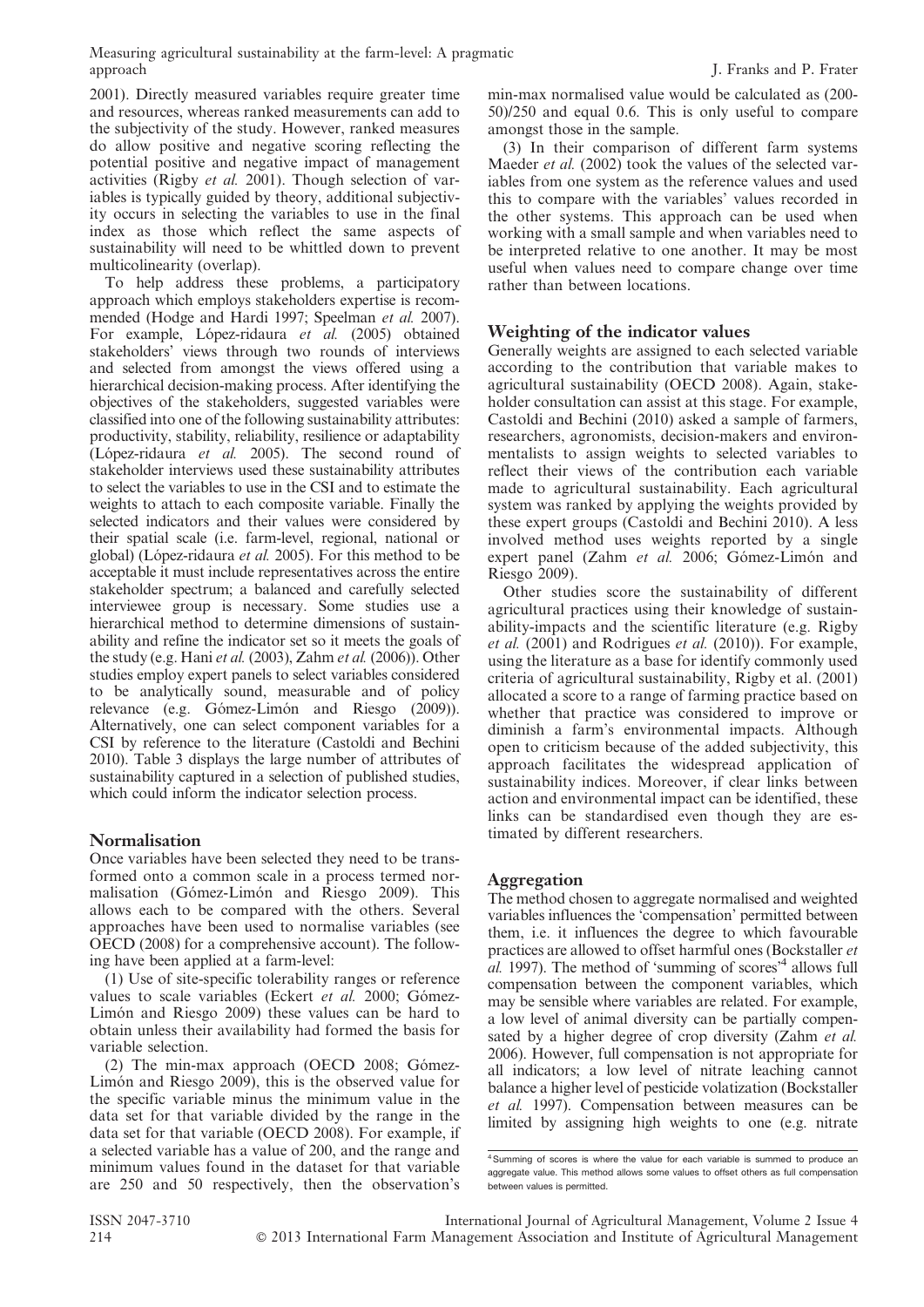2001). Directly measured variables require greater time and resources, whereas ranked measurements can add to the subjectivity of the study. However, ranked measures do allow positive and negative scoring reflecting the potential positive and negative impact of management activities (Rigby *et al.* 2001). Though selection of variables is typically guided by theory, additional subjectivity occurs in selecting the variables to use in the final index as those which reflect the same aspects of sustainability will need to be whittled down to prevent multicolinearity (overlap).

To help address these problems, a participatory approach which employs stakeholders expertise is recommended (Hodge and Hardi 1997; Speelman *et al.* 2007). For example, López-ridaura *et al.* (2005) obtained stakeholders' views through two rounds of interviews and selected from amongst the views offered using a hierarchical decision-making process. After identifying the objectives of the stakeholders, suggested variables were classified into one of the following sustainability attributes: productivity, stability, reliability, resilience or adaptability (López-ridaura *et al.* 2005). The second round of stakeholder interviews used these sustainability attributes to select the variables to use in the CSI and to estimate the weights to attach to each composite variable. Finally the selected indicators and their values were considered by their spatial scale (i.e. farm-level, regional, national or global) (López-ridaura *et al.* 2005). For this method to be acceptable it must include representatives across the entire stakeholder spectrum; a balanced and carefully selected interviewee group is necessary. Some studies use a hierarchical method to determine dimensions of sustainability and refine the indicator set so it meets the goals of the study (e.g. Hani *et al.* (2003), Zahm *et al.* (2006)). Other studies employ expert panels to select variables considered to be analytically sound, measurable and of policy relevance (e.g. Gómez-Limón and Riesgo (2009)). Alternatively, one can select component variables for a CSI by reference to the literature (Castoldi and Bechini 2010). Table 3 displays the large number of attributes of sustainability captured in a selection of published studies, which could inform the indicator selection process.

## Normalisation

Once variables have been selected they need to be transformed onto a common scale in a process termed normalisation (Gómez-Limón and Riesgo 2009). This allows each to be compared with the others. Several approaches have been used to normalise variables (see OECD (2008) for a comprehensive account). The following have been applied at a farm-level:

(1) Use of site-specific tolerability ranges or reference values to scale variables (Eckert *et al.* 2000; Gómez-Limón and Riesgo 2009) these values can be hard to obtain unless their availability had formed the basis for variable selection.

(2) The min-max approach (OECD 2008; Gómez-Limón and Riesgo 2009), this is the observed value for the specific variable minus the minimum value in the data set for that variable divided by the range in the data set for that variable (OECD 2008). For example, if a selected variable has a value of 200, and the range and minimum values found in the dataset for that variable are 250 and 50 respectively, then the observation's min-max normalised value would be calculated as (200-50)/250 and equal 0.6. This is only useful to compare amongst those in the sample.

(3) In their comparison of different farm systems Maeder *et al.* (2002) took the values of the selected variables from one system as the reference values and used this to compare with the variables' values recorded in the other systems. This approach can be used when working with a small sample and when variables need to be interpreted relative to one another. It may be most useful when values need to compare change over time rather than between locations.

## Weighting of the indicator values

Generally weights are assigned to each selected variable according to the contribution that variable makes to agricultural sustainability (OECD 2008). Again, stakeholder consultation can assist at this stage. For example, Castoldi and Bechini (2010) asked a sample of farmers, researchers, agronomists, decision-makers and environmentalists to assign weights to selected variables to reflect their views of the contribution each variable made to agricultural sustainability. Each agricultural system was ranked by applying the weights provided by these expert groups (Castoldi and Bechini 2010). A less involved method uses weights reported by a single expert panel (Zahm *et al.* 2006; Gómez-Limón and Riesgo 2009).

Other studies score the sustainability of different agricultural practices using their knowledge of sustainability-impacts and the scientific literature (e.g. Rigby *et al.* (2001) and Rodrigues *et al.* (2010)). For example, using the literature as a base for identify commonly used criteria of agricultural sustainability, Rigby et al. (2001) allocated a score to a range of farming practice based on whether that practice was considered to improve or diminish a farm's environmental impacts. Although open to criticism because of the added subjectivity, this approach facilitates the widespread application of sustainability indices. Moreover, if clear links between action and environmental impact can be identified, these links can be standardised even though they are estimated by different researchers.

## Aggregation

The method chosen to aggregate normalised and weighted variables influences the 'compensation' permitted between them, i.e. it influences the degree to which favourable practices are allowed to offset harmful ones (Bockstaller *et al.* 1997). The method of 'summing of scores'[4] allows full compensation between the component variables, which may be sensible where variables are related. For example, a low level of animal diversity can be partially compensated by a higher degree of crop diversity (Zahm *et al.* 2006). However, full compensation is not appropriate for all indicators; a low level of nitrate leaching cannot balance a higher level of pesticide volatization (Bockstaller *et al.* 1997). Compensation between measures can be limited by assigning high weights to one (e.g. nitrate

[4] Summing of scores is where the value for each variable is summed to produce an aggregate value. This method allows some values to offset others as full compensation between values is permitted.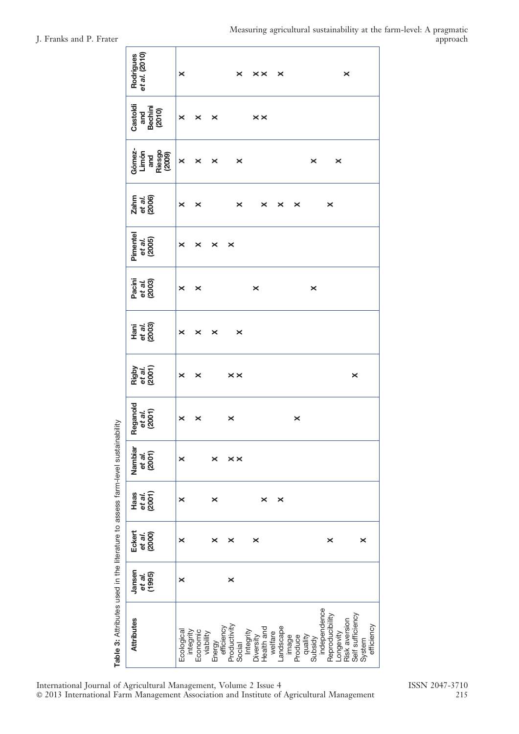**Table 3:** Attributes used in the literature to assess farm-level sustainability

| Attributes | Jansen *et al.* (1995) | Eckert *et al.* (2000) | Haas *et al.* (2001) | Nambiar *et al.* (2001) | Reganold *et al.* (2001) | Rigby *et al.* (2001) | Hani *et al.* (2003) | Pacini *et al.* (2003) | Pimentel *et al.* (2005) | Zahm *et al.* (2006) | Gómez-Limón and Riesgo (2009) | Castoldi and Bechini (2010) | Rodrigues *et al.* (2010) |
|---|---|---|---|---|---|---|---|---|---|---|---|---|---|
| Ecological integrity | × | × | × | × | × | × | × | × | × | × | × | × | × |
| Economic viability | | | | | × | × | × | × | × | × | × | × | |
| Energy efficiency | | × | × | × | | | × | | × | | × | × | |
| Productivity | | × | | × | × | × | | | × | | | | |
| Social Integrity | × | | | × | | × | × | | | × | × | | × |
| Diversity | | × | | | | | | × | | | | × | × |
| Health and welfare | | | × | | | | | | | × | | × | × |
| Landscape image | | | × | | | | | | | × | | | × |
| Produce quality | | | | | × | | | | | × | | | |
| Subsidy independence | | | | | | | | × | | | × | | |
| Reproducibility | | × | | | | | | | | × | | | |
| Longevity | | | | | | | | | | | × | | |
| Risk aversion | | | | | | × | | | | | | | × |
| Self sufficiency | | | | | | | | | | | | | |
| System efficiency | | × | | | | | | | | | | | |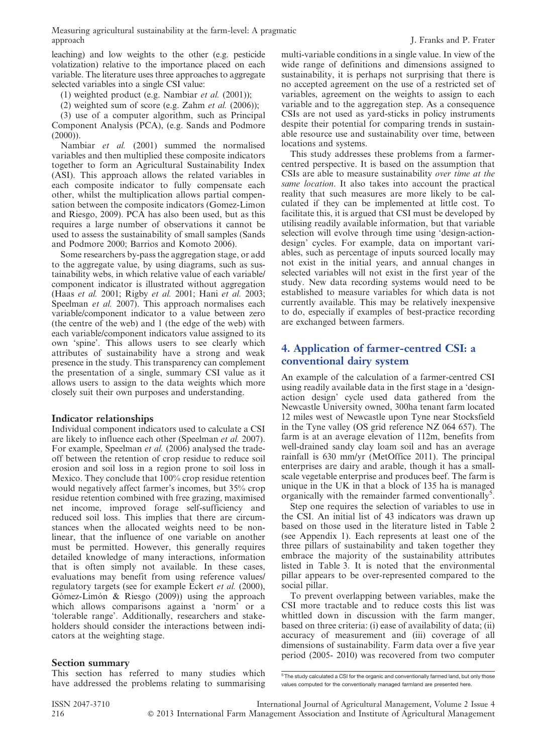leaching) and low weights to the other (e.g. pesticide volatization) relative to the importance placed on each variable. The literature uses three approaches to aggregate selected variables into a single CSI value:

(1) weighted product (e.g. Nambiar *et al.* (2001));

(2) weighted sum of score (e.g. Zahm *et al.* (2006));

(3) use of a computer algorithm, such as Principal Component Analysis (PCA), (e.g. Sands and Podmore (2000)).

Nambiar *et al.* (2001) summed the normalised variables and then multiplied these composite indicators together to form an Agricultural Sustainability Index (ASI). This approach allows the related variables in each composite indicator to fully compensate each other, whilst the multiplication allows partial compensation between the composite indicators (Gomez-Limon and Riesgo, 2009). PCA has also been used, but as this requires a large number of observations it cannot be used to assess the sustainability of small samples (Sands and Podmore 2000; Barrios and Komoto 2006).

Some researchers by-pass the aggregation stage, or add to the aggregate value, by using diagrams, such as sustainability webs, in which relative value of each variable/component indicator is illustrated without aggregation (Haas *et al.* 2001; Rigby *et al.* 2001; Hani *et al.* 2003; Speelman *et al.* 2007). This approach normalises each variable/component indicator to a value between zero (the centre of the web) and 1 (the edge of the web) with each variable/component indicators value assigned to its own 'spine'. This allows users to see clearly which attributes of sustainability have a strong and weak presence in the study. This transparency can complement the presentation of a single, summary CSI value as it allows users to assign to the data weights which more closely suit their own purposes and understanding.

### Indicator relationships

Individual component indicators used to calculate a CSI are likely to influence each other (Speelman *et al.* 2007). For example, Speelman *et al.* (2006) analysed the trade-off between the retention of crop residue to reduce soil erosion and soil loss in a region prone to soil loss in Mexico. They conclude that 100% crop residue retention would negatively affect farmer's incomes, but 35% crop residue retention combined with free grazing, maximised net income, improved forage self-sufficiency and reduced soil loss. This implies that there are circumstances when the allocated weights need to be non-linear, that the influence of one variable on another must be permitted. However, this generally requires detailed knowledge of many interactions, information that is often simply not available. In these cases, evaluations may benefit from using reference values/regulatory targets (see for example Eckert *et al.* (2000), Gómez-Limón & Riesgo (2009)) using the approach which allows comparisons against a 'norm' or a 'tolerable range'. Additionally, researchers and stakeholders should consider the interactions between indicators at the weighting stage.

### Section summary

This section has referred to many studies which have addressed the problems relating to summarising multi-variable conditions in a single value. In view of the wide range of definitions and dimensions assigned to sustainability, it is perhaps not surprising that there is no accepted agreement on the use of a restricted set of variables, agreement on the weights to assign to each variable and to the aggregation step. As a consequence CSIs are not used as yard-sticks in policy instruments despite their potential for comparing trends in sustainable resource use and sustainability over time, between locations and systems.

This study addresses these problems from a farmer-centred perspective. It is based on the assumption that CSIs are able to measure sustainability *over time at the same location*. It also takes into account the practical reality that such measures are more likely to be calculated if they can be implemented at little cost. To facilitate this, it is argued that CSI must be developed by utilising readily available information, but that variable selection will evolve through time using 'design-action-design' cycles. For example, data on important variables, such as percentage of inputs sourced locally may not exist in the initial years, and annual changes in selected variables will not exist in the first year of the study. New data recording systems would need to be established to measure variables for which data is not currently available. This may be relatively inexpensive to do, especially if examples of best-practice recording are exchanged between farmers.

## 4. Application of farmer-centred CSI: a conventional dairy system

An example of the calculation of a farmer-centred CSI using readily available data in the first stage in a 'design-action design' cycle used data gathered from the Newcastle University owned, 300ha tenant farm located 12 miles west of Newcastle upon Tyne near Stocksfield in the Tyne valley (OS grid reference NZ 064 657). The farm is at an average elevation of 112m, benefits from well-drained sandy clay loam soil and has an average rainfall is 630 mm/yr (MetOffice 2011). The principal enterprises are dairy and arable, though it has a small-scale vegetable enterprise and produces beef. The farm is unique in the UK in that a block of 135 ha is managed organically with the remainder farmed conventionally[5].

Step one requires the selection of variables to use in the CSI. An initial list of 43 indicators was drawn up based on those used in the literature listed in Table 2 (see Appendix 1). Each represents at least one of the three pillars of sustainability and taken together they embrace the majority of the sustainability attributes listed in Table 3. It is noted that the environmental pillar appears to be over-represented compared to the social pillar.

To prevent overlapping between variables, make the CSI more tractable and to reduce costs this list was whittled down in discussion with the farm manger, based on three criteria: (i) ease of availability of data; (ii) accuracy of measurement and (iii) coverage of all dimensions of sustainability. Farm data over a five year period (2005- 2010) was recovered from two computer

[5] The study calculated a CSI for the organic and conventionally farmed land, but only those values computed for the conventionally managed farmland are presented here.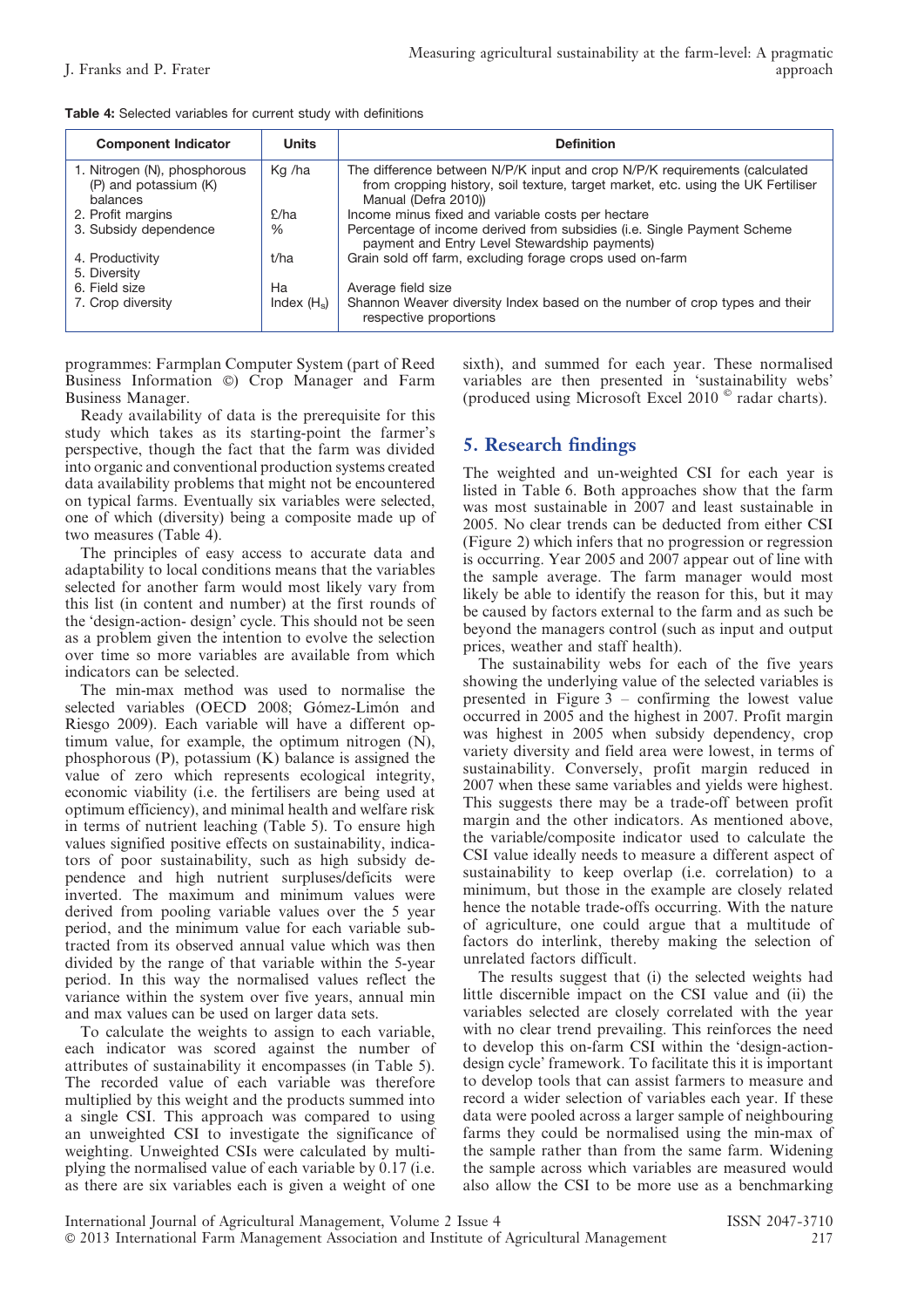**Table 4:** Selected variables for current study with definitions

| Component Indicator | Units | Definition |
|---|---|---|
| 1. Nitrogen (N), phosphorous (P) and potassium (K) balances | Kg /ha | The difference between N/P/K input and crop N/P/K requirements (calculated from cropping history, soil texture, target market, etc. using the UK Fertiliser Manual (Defra 2010)) |
| 2. Profit margins | £/ha | Income minus fixed and variable costs per hectare |
| 3. Subsidy dependence | % | Percentage of income derived from subsidies (i.e. Single Payment Scheme payment and Entry Level Stewardship payments) |
| 4. Productivity | t/ha | Grain sold off farm, excluding forage crops used on-farm |
| 5. Diversity | | |
| 6. Field size | Ha | Average field size |
| 7. Crop diversity | Index ($H_s$) | Shannon Weaver diversity Index based on the number of crop types and their respective proportions |

programmes: Farmplan Computer System (part of Reed Business Information ©) Crop Manager and Farm Business Manager.

Ready availability of data is the prerequisite for this study which takes as its starting-point the farmer's perspective, though the fact that the farm was divided into organic and conventional production systems created data availability problems that might not be encountered on typical farms. Eventually six variables were selected, one of which (diversity) being a composite made up of two measures (Table 4).

The principles of easy access to accurate data and adaptability to local conditions means that the variables selected for another farm would most likely vary from this list (in content and number) at the first rounds of the 'design-action- design' cycle. This should not be seen as a problem given the intention to evolve the selection over time so more variables are available from which indicators can be selected.

The min-max method was used to normalise the selected variables (OECD 2008; Gómez-Limón and Riesgo 2009). Each variable will have a different optimum value, for example, the optimum nitrogen (N), phosphorous (P), potassium (K) balance is assigned the value of zero which represents ecological integrity, economic viability (i.e. the fertilisers are being used at optimum efficiency), and minimal health and welfare risk in terms of nutrient leaching (Table 5). To ensure high values signified positive effects on sustainability, indicators of poor sustainability, such as high subsidy dependence and high nutrient surpluses/deficits were inverted. The maximum and minimum values were derived from pooling variable values over the 5 year period, and the minimum value for each variable subtracted from its observed annual value which was then divided by the range of that variable within the 5-year period. In this way the normalised values reflect the variance within the system over five years, annual min and max values can be used on larger data sets.

To calculate the weights to assign to each variable, each indicator was scored against the number of attributes of sustainability it encompasses (in Table 5). The recorded value of each variable was therefore multiplied by this weight and the products summed into a single CSI. This approach was compared to using an unweighted CSI to investigate the significance of weighting. Unweighted CSIs were calculated by multiplying the normalised value of each variable by 0.17 (i.e. as there are six variables each is given a weight of one sixth), and summed for each year. These normalised variables are then presented in 'sustainability webs' (produced using Microsoft Excel 2010 © radar charts).

## 5. Research findings

The weighted and un-weighted CSI for each year is listed in Table 6. Both approaches show that the farm was most sustainable in 2007 and least sustainable in 2005. No clear trends can be deducted from either CSI (Figure 2) which infers that no progression or regression is occurring. Year 2005 and 2007 appear out of line with the sample average. The farm manager would most likely be able to identify the reason for this, but it may be caused by factors external to the farm and as such be beyond the managers control (such as input and output prices, weather and staff health).

The sustainability webs for each of the five years showing the underlying value of the selected variables is presented in Figure 3 – confirming the lowest value occurred in 2005 and the highest in 2007. Profit margin was highest in 2005 when subsidy dependency, crop variety diversity and field area were lowest, in terms of sustainability. Conversely, profit margin reduced in 2007 when these same variables and yields were highest. This suggests there may be a trade-off between profit margin and the other indicators. As mentioned above, the variable/composite indicator used to calculate the CSI value ideally needs to measure a different aspect of sustainability to keep overlap (i.e. correlation) to a minimum, but those in the example are closely related hence the notable trade-offs occurring. With the nature of agriculture, one could argue that a multitude of factors do interlink, thereby making the selection of unrelated factors difficult.

The results suggest that (i) the selected weights had little discernible impact on the CSI value and (ii) the variables selected are closely correlated with the year with no clear trend prevailing. This reinforces the need to develop this on-farm CSI within the 'design-action-design cycle' framework. To facilitate this it is important to develop tools that can assist farmers to measure and record a wider selection of variables each year. If these data were pooled across a larger sample of neighbouring farms they could be normalised using the min-max of the sample rather than from the same farm. Widening the sample across which variables are measured would also allow the CSI to be more use as a benchmarking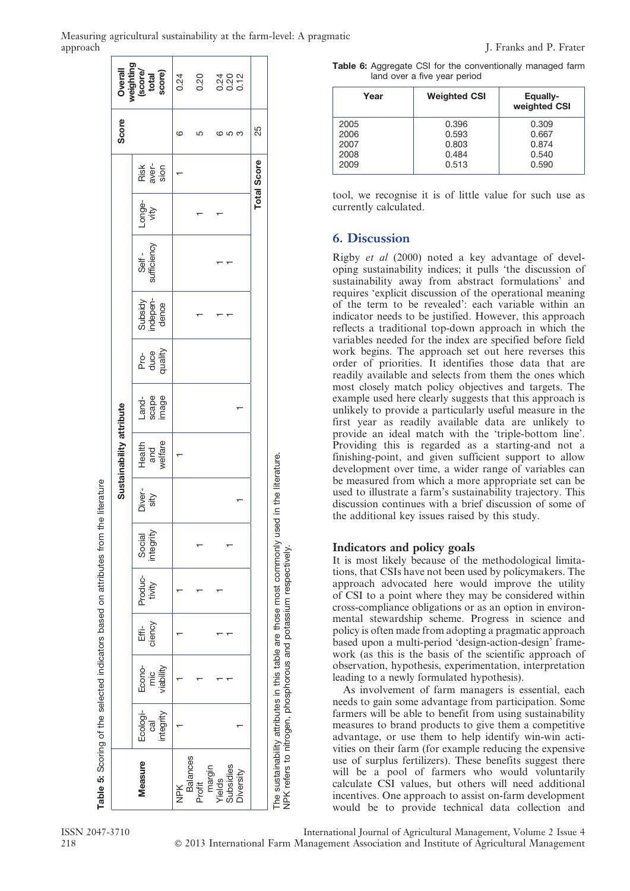**Table 5:** Scoring of the selected indicators based on attributes from the literature

| Measure | Sustainability attribute | | | | | | | | | | | | | Score | Overall weighting (score/total score) |
|---|---|---|---|---|---|---|---|---|---|---|---|---|---|---|---|
| | Ecological integrity | Economic viability | Efficiency | Productivity | Social integrity | Diversity | Health and welfare | Landscape image | Produce quality | Subsidy independence | Self-sufficiency | Longevity | Risk aversion | | |
| NPK Balances | 1 | 1 | 1 | 1 | | | 1 | | | | | | 1 | 6 | 0.24 |
| Profit margin | | 1 | | 1 | 1 | | | | | 1 | | 1 | | 5 | 0.20 |
| Yields | | 1 | 1 | 1 | | | | | | 1 | 1 | 1 | | 6 | 0.24 |
| Subsidies | | 1 | 1 | | 1 | | | | | 1 | 1 | | | 5 | 0.20 |
| Diversity | 1 | | | | | 1 | | 1 | | | | | | 3 | 0.12 |
| | | | | | | | | | | | | | Total Score | 25 | |

The sustainability attributes in this table are those most commonly used in the literature.
NPK refers to nitrogen, phosphorous and potassium respectively.

**Table 6:** Aggregate CSI for the conventionally managed farm land over a five year period

| Year | Weighted CSI | Equally-weighted CSI |
|---|---|---|
| 2005 | 0.396 | 0.309 |
| 2006 | 0.593 | 0.667 |
| 2007 | 0.803 | 0.874 |
| 2008 | 0.484 | 0.540 |
| 2009 | 0.513 | 0.590 |

tool, we recognise it is of little value for such use as currently calculated.

## 6. Discussion

Rigby *et al* (2000) noted a key advantage of developing sustainability indices; it pulls 'the discussion of sustainability away from abstract formulations' and requires 'explicit discussion of the operational meaning of the term to be revealed': each variable within an indicator needs to be justified. However, this approach reflects a traditional top-down approach in which the variables needed for the index are specified before field work begins. The approach set out here reverses this order of priorities. It identifies those data that are readily available and selects from them the ones which most closely match policy objectives and targets. The example used here clearly suggests that this approach is unlikely to provide a particularly useful measure in the first year as readily available data are unlikely to provide an ideal match with the 'triple-bottom line'. Providing this is regarded as a starting-and not a finishing-point, and given sufficient support to allow development over time, a wider range of variables can be measured from which a more appropriate set can be used to illustrate a farm's sustainability trajectory. This discussion continues with a brief discussion of some of the additional key issues raised by this study.

### Indicators and policy goals

It is most likely because of the methodological limitations, that CSIs have not been used by policymakers. The approach advocated here would improve the utility of CSI to a point where they may be considered within cross-compliance obligations or as an option in environmental stewardship scheme. Progress in science and policy is often made from adopting a pragmatic approach based upon a multi-period 'design-action-design' framework (as this is the basis of the scientific approach of observation, hypothesis, experimentation, interpretation leading to a newly formulated hypothesis).

As involvement of farm managers is essential, each needs to gain some advantage from participation. Some farmers will be able to benefit from using sustainability measures to brand products to give them a competitive advantage, or use them to help identify win-win activities on their farm (for example reducing the expensive use of surplus fertilizers). These benefits suggest there will be a pool of farmers who would voluntarily calculate CSI values, but others will need additional incentives. One approach to assist on-farm development would be to provide technical data collection and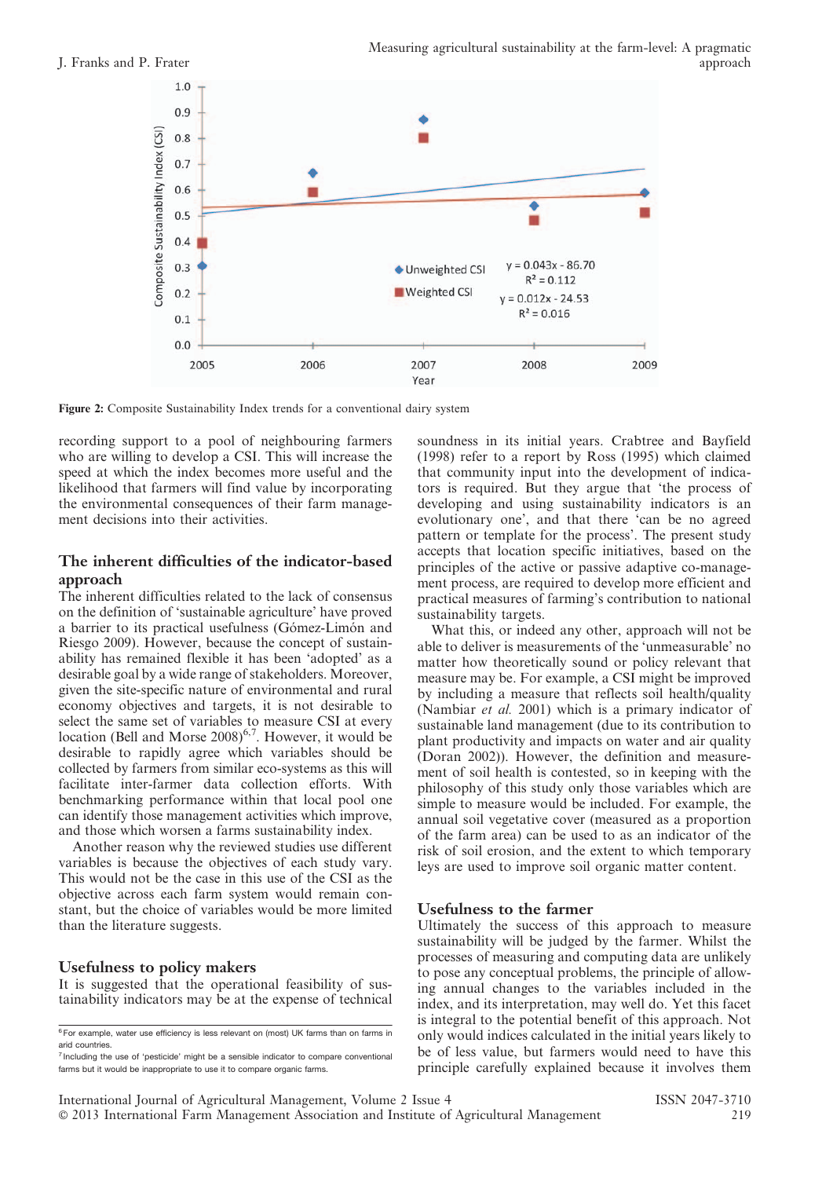**Figure 2:** Composite Sustainability Index trends for a conventional dairy system

recording support to a pool of neighbouring farmers who are willing to develop a CSI. This will increase the speed at which the index becomes more useful and the likelihood that farmers will find value by incorporating the environmental consequences of their farm management decisions into their activities.

## The inherent difficulties of the indicator-based approach

The inherent difficulties related to the lack of consensus on the definition of 'sustainable agriculture' have proved a barrier to its practical usefulness (Gómez-Limón and Riesgo 2009). However, because the concept of sustainability has remained flexible it has been 'adopted' as a desirable goal by a wide range of stakeholders. Moreover, given the site-specific nature of environmental and rural economy objectives and targets, it is not desirable to select the same set of variables to measure CSI at every location (Bell and Morse 2008)[6,7]. However, it would be desirable to rapidly agree which variables should be collected by farmers from similar eco-systems as this will facilitate inter-farmer data collection efforts. With benchmarking performance within that local pool one can identify those management activities which improve, and those which worsen a farms sustainability index.

Another reason why the reviewed studies use different variables is because the objectives of each study vary. This would not be the case in this use of the CSI as the objective across each farm system would remain constant, but the choice of variables would be more limited than the literature suggests.

## Usefulness to policy makers

It is suggested that the operational feasibility of sustainability indicators may be at the expense of technical soundness in its initial years. Crabtree and Bayfield (1998) refer to a report by Ross (1995) which claimed that community input into the development of indicators is required. But they argue that 'the process of developing and using sustainability indicators is an evolutionary one', and that there 'can be no agreed pattern or template for the process'. The present study accepts that location specific initiatives, based on the principles of the active or passive adaptive co-management process, are required to develop more efficient and practical measures of farming's contribution to national sustainability targets.

What this, or indeed any other, approach will not be able to deliver is measurements of the 'unmeasurable' no matter how theoretically sound or policy relevant that measure may be. For example, a CSI might be improved by including a measure that reflects soil health/quality (Nambiar *et al.* 2001) which is a primary indicator of sustainable land management (due to its contribution to plant productivity and impacts on water and air quality (Doran 2002)). However, the definition and measurement of soil health is contested, so in keeping with the philosophy of this study only those variables which are simple to measure would be included. For example, the annual soil vegetative cover (measured as a proportion of the farm area) can be used to as an indicator of the risk of soil erosion, and the extent to which temporary leys are used to improve soil organic matter content.

## Usefulness to the farmer

Ultimately the success of this approach to measure sustainability will be judged by the farmer. Whilst the processes of measuring and computing data are unlikely to pose any conceptual problems, the principle of allowing annual changes to the variables included in the index, and its interpretation, may well do. Yet this facet is integral to the potential benefit of this approach. Not only would indices calculated in the initial years likely to be of less value, but farmers would need to have this principle carefully explained because it involves them

[6] For example, water use efficiency is less relevant on (most) UK farms than on farms in arid countries.

[7] Including the use of 'pesticide' might be a sensible indicator to compare conventional farms but it would be inappropriate to use it to compare organic farms.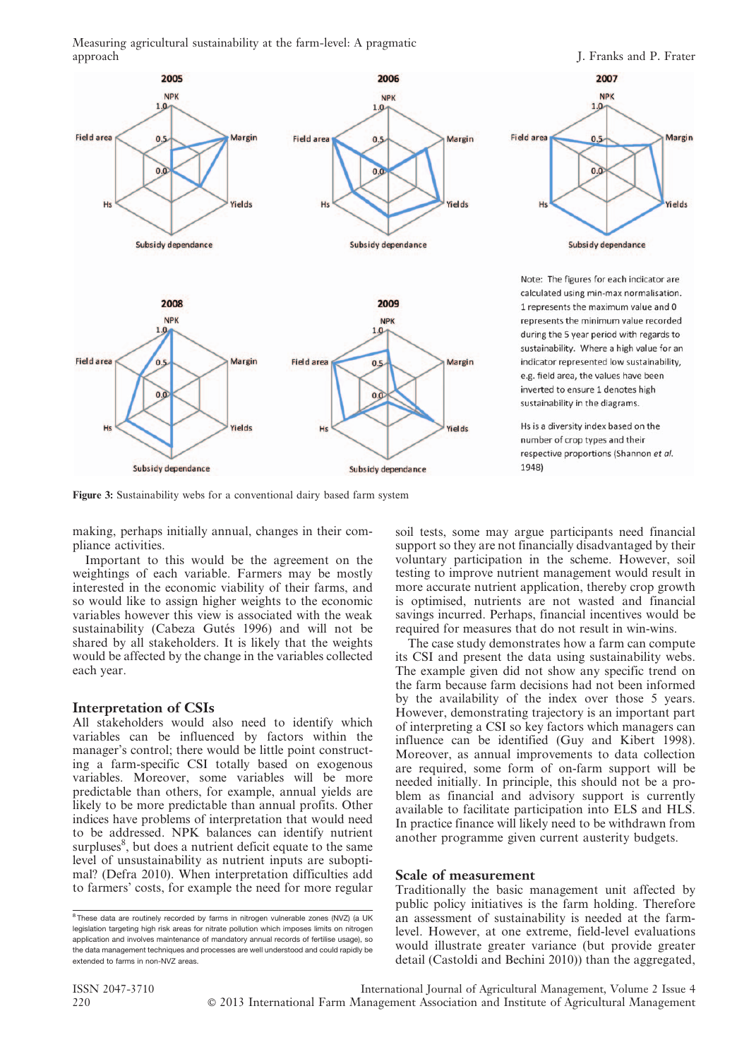Note: The figures for each indicator are calculated using min-max normalisation. 1 represents the maximum value and 0 represents the minimum value recorded during the 5 year period with regards to sustainability. Where a high value for an indicator represented low sustainability, e.g. field area, the values have been inverted to ensure 1 denotes high sustainability in the diagrams.

Hs is a diversity index based on the number of crop types and their respective proportions (Shannon *et al.* 1948)

**Figure 3:** Sustainability webs for a conventional dairy based farm system

making, perhaps initially annual, changes in their compliance activities.

Important to this would be the agreement on the weightings of each variable. Farmers may be mostly interested in the economic viability of their farms, and so would like to assign higher weights to the economic variables this view however is associated with the weak sustainability (Cabeza Gutés 1996) and will not be shared by all stakeholders. It is likely that the weights would be affected by the change in the variables collected each year.

## Interpretation of CSIs

All stakeholders would also need to identify which variables can be influenced by factors within the manager's control; there would be little point constructing a farm-specific CSI totally based on exogenous variables. Moreover, some variables will be more predictable than others, for example, annual yields are likely to be more predictable than annual profits. Other indices have problems of interpretation that would need to be addressed. NPK balances can identify nutrient surpluses[8], but does a nutrient deficit equate to the same level of unsustainability as nutrient inputs are suboptimal? (Defra 2010). When interpretation difficulties add to farmers' costs, for example the need for more regular soil tests, some may argue participants need financial support so they are not financially disadvantaged by their voluntary participation in the scheme. However, soil testing to improve nutrient management would result in more accurate nutrient application, thereby crop growth is optimised, nutrients are not wasted and financial savings incurred. Perhaps, financial incentives would be required for measures that do not result in win-wins.

The case study demonstrates how a farm can compute its CSI and present the data using sustainability webs. The example given did not show any specific trend on the farm because farm decisions had not been informed by the availability of the index over those 5 years. However, demonstrating trajectory is an important part of interpreting a CSI so key factors which managers can influence can be identified (Guy and Kibert 1998). Moreover, as annual improvements to data collection are required, some form of on-farm support will be needed initially. In principle, this should not be a problem as financial and advisory support is currently available to facilitate participation into ELS and HLS. In practice finance will likely need to be withdrawn from another programme given current austerity budgets.

## Scale of measurement

Traditionally the basic management unit affected by public policy initiatives is the farm holding. Therefore an assessment of sustainability is needed at the farm-level. However, at one extreme, field-level evaluations would illustrate greater variance (but provide greater detail (Castoldi and Bechini 2010)) than the aggregated,

[8] These data are routinely recorded by farms in nitrogen vulnerable zones (NVZ) (a UK legislation targeting high risk areas for nitrate pollution which imposes limits on nitrogen application and involves maintenance of mandatory annual records of fertilise usage), so the data management techniques and processes are well understood and could rapidly be extended to farms in non-NVZ areas.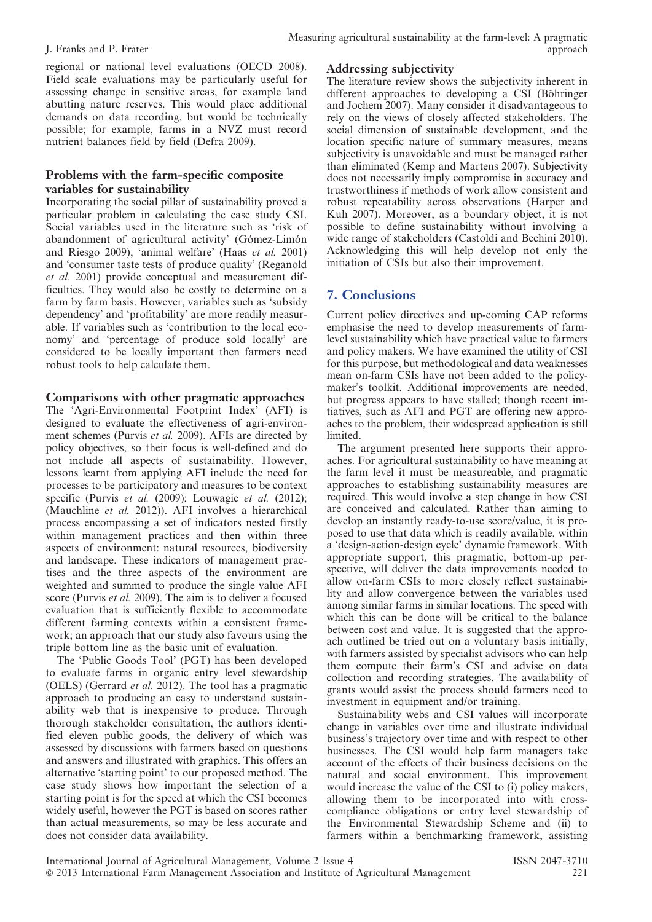regional or national level evaluations (OECD 2008). Field scale evaluations may be particularly useful for assessing change in sensitive areas, for example land abutting nature reserves. This would place additional demands on data recording, but would be technically possible; for example, farms in a NVZ must record nutrient balances field by field (Defra 2009).

### Problems with the farm-specific composite variables for sustainability

Incorporating the social pillar of sustainability proved a particular problem in calculating the case study CSI. Social variables used in the literature such as 'risk of abandonment of agricultural activity' (Gómez-Limón and Riesgo 2009), 'animal welfare' (Haas *et al.* 2001) and 'consumer taste tests of produce quality' (Reganold *et al.* 2001) provide conceptual and measurement difficulties. They would also be costly to determine on a farm by farm basis. However, variables such as 'subsidy dependency' and 'profitability' are more readily measurable. If variables such as 'contribution to the local economy' and 'percentage of produce sold locally' are considered to be locally important then farmers need robust tools to help calculate them.

### Comparisons with other pragmatic approaches

The 'Agri-Environmental Footprint Index' (AFI) is designed to evaluate the effectiveness of agri-environment schemes (Purvis *et al.* 2009). AFIs are directed by policy objectives, so their focus is well-defined and do not include all aspects of sustainability. However, lessons learnt from applying AFI include the need for processes to be participatory and measures to be context specific (Purvis *et al.* (2009); Louwagie *et al.* (2012); (Mauchline *et al.* 2012)). AFI involves a hierarchical process encompassing a set of indicators nested firstly within management practices and then within three aspects of environment: natural resources, biodiversity and landscape. These indicators of management practises and the three aspects of the environment are weighted and summed to produce the single value AFI score (Purvis *et al.* 2009). The aim is to deliver a focused evaluation that is sufficiently flexible to accommodate different farming contexts within a consistent framework; an approach that our study also favours using the triple bottom line as the basic unit of evaluation.

The 'Public Goods Tool' (PGT) has been developed to evaluate farms in organic entry level stewardship (OELS) (Gerrard *et al.* 2012). The tool has a pragmatic approach to producing an easy to understand sustainability web that is inexpensive to produce. Through thorough stakeholder consultation, the authors identified eleven public goods, the delivery of which was assessed by discussions with farmers based on questions and answers and illustrated with graphics. This offers an alternative 'starting point' to our proposed method. The case study shows how important the selection of a starting point is for the speed at which the CSI becomes widely useful, however the PGT is based on scores rather than actual measurements, so may be less accurate and does not consider data availability.

### Addressing subjectivity

The literature review shows the subjectivity inherent in different approaches to developing a CSI (Böhringer and Jochem 2007). Many consider it disadvantageous to rely on the views of closely affected stakeholders. The social dimension of sustainable development, and the location specific nature of summary measures, means subjectivity is unavoidable and must be managed rather than eliminated (Kemp and Martens 2007). Subjectivity does not necessarily imply compromise in accuracy and trustworthiness if methods of work allow consistent and robust repeatability across observations (Harper and Kuh 2007). Moreover, as a boundary object, it is not possible to define sustainability without involving a wide range of stakeholders (Castoldi and Bechini 2010). Acknowledging this will help develop not only the initiation of CSIs but also their improvement.

## 7. Conclusions

Current policy directives and up-coming CAP reforms emphasise the need to develop measurements of farm-level sustainability which have practical value to farmers and policy makers. We have examined the utility of CSI for this purpose, but methodological and data weaknesses mean on-farm CSIs have not been added to the policy-maker's toolkit. Additional improvements are needed, but progress appears to have stalled; though recent initiatives, such as AFI and PGT are offering new approaches to the problem, their widespread application is still limited.

The argument presented here supports their approaches. For agricultural sustainability to have meaning at the farm level it must be measureable, and pragmatic approaches to establishing sustainability measures are required. This would involve a step change in how CSI are conceived and calculated. Rather than aiming to develop an instantly ready-to-use score/value, it is proposed to use that data which is readily available, within a 'design-action-design cycle' dynamic framework. With appropriate support, this pragmatic, bottom-up perspective, will deliver the data improvements needed to allow on-farm CSIs to more closely reflect sustainability and allow convergence between the variables used among similar farms in similar locations. The speed with which this can be done will be critical to the balance between cost and value. It is suggested that the approach outlined be tried out on a voluntary basis initially, with farmers assisted by specialist advisors who can help them compute their farm's CSI and advise on data collection and recording strategies. The availability of grants would assist the process should farmers need to investment in equipment and/or training.

Sustainability webs and CSI values will incorporate change in variables over time and illustrate individual business's trajectory over time and with respect to other businesses. The CSI would help farm managers take account of the effects of their business decisions on the natural and social environment. This improvement would increase the value of the CSI to (i) policy makers, allowing them to be incorporated into with cross-compliance obligations or entry level stewardship of the Environmental Stewardship Scheme and (ii) to farmers within a benchmarking framework, assisting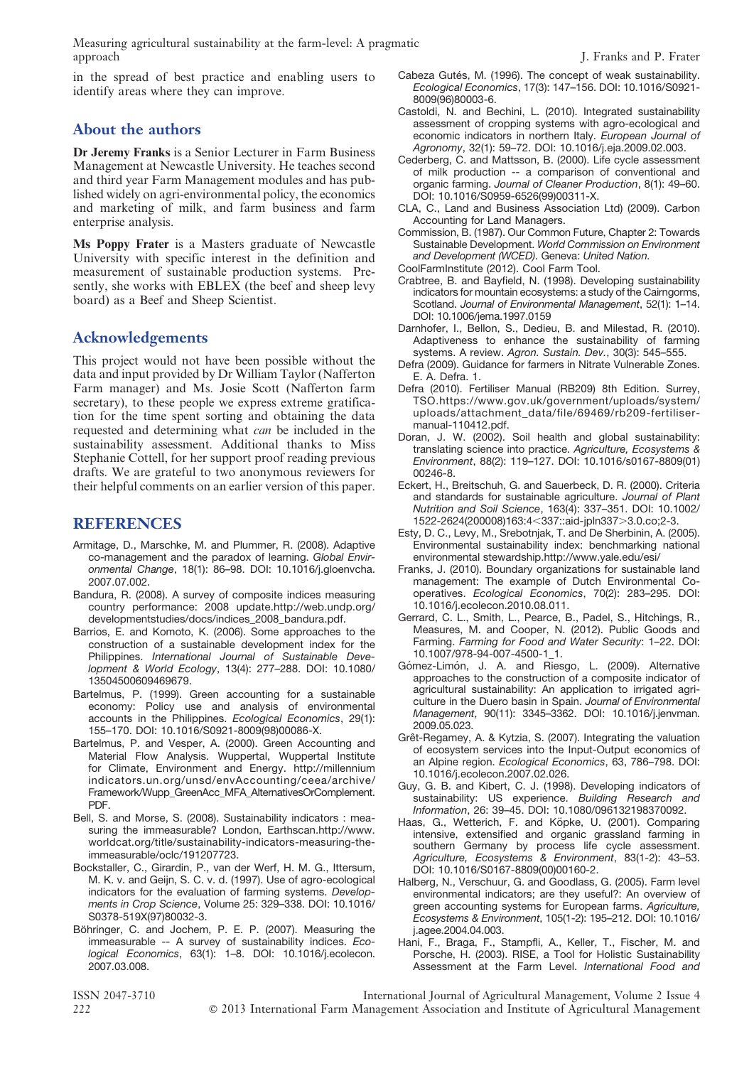in the spread of best practice and enabling users to identify areas where they can improve.

## About the authors

**Dr Jeremy Franks** is a Senior Lecturer in Farm Business Management at Newcastle University. He teaches second and third year Farm Management modules and has published widely on agri-environmental policy, the economics and marketing of milk, and farm business and farm enterprise analysis.

**Ms Poppy Frater** is a Masters graduate of Newcastle University with specific interest in the definition and measurement of sustainable production systems. Presently, she works with EBLEX (the beef and sheep levy board) as a Beef and Sheep Scientist.

## Acknowledgements

This project would not have been possible without the data and input provided by Dr William Taylor (Nafferton Farm manager) and Ms. Josie Scott (Nafferton farm secretary), to these people we express extreme gratification for the time spent sorting and obtaining the data requested and determining what *can* be included in the sustainability assessment. Additional thanks to Miss Stephanie Cottell, for her support proof reading previous drafts. We are grateful to two anonymous reviewers for their helpful comments on an earlier version of this paper.

## REFERENCES

Armitage, D., Marschke, M. and Plummer, R. (2008). Adaptive co-management and the paradox of learning. *Global Environmental Change*, 18(1): 86–98. DOI: 10.1016/j.gloenvcha.2007.07.002.

Bandura, R. (2008). A survey of composite indices measuring country performance: 2008 update.http://web.undp.org/developmentstudies/docs/indices_2008_bandura.pdf.

Barrios, E. and Komoto, K. (2006). Some approaches to the construction of a sustainable development index for the Philippines. *International Journal of Sustainable Development & World Ecology*, 13(4): 277–288. DOI: 10.1080/13504500609469679.

Bartelmus, P. (1999). Green accounting for a sustainable economy: Policy use and analysis of environmental accounts in the Philippines. *Ecological Economics*, 29(1): 155–170. DOI: 10.1016/S0921-8009(98)00086-X.

Bartelmus, P. and Vesper, A. (2000). Green Accounting and Material Flow Analysis. Wuppertal, Wuppertal Institute for Climate, Environment and Energy. http://millennium indicators.un.org/unsd/envAccounting/ceea/archive/Framework/Wupp_GreenAcc_MFA_AlternativesOrComplement.PDF.

Bell, S. and Morse, S. (2008). Sustainability indicators : measuring the immeasurable? London, Earthscan.http://www.worldcat.org/title/sustainability-indicators-measuring-the-immeasurable/oclc/191277723.

Bockstaller, C., Girardin, P., van der Werf, H. M. G., Ittersum, M. K. v. and Geijn, S. C. v. d. (1997). Use of agro-ecological indicators for the evaluation of farming systems. *Developments in Crop Science*, Volume 25: 329–338. DOI: 10.1016/S0378-519X(97)80032-3.

Böhringer, C. and Jochem, P. E. P. (2007). Measuring the immeasurable -- A survey of sustainability indices. *Ecological Economics*, 63(1): 1–8. DOI: 10.1016/j.ecolecon.2007.03.008.

Cabeza Gutés, M. (1996). The concept of weak sustainability. *Ecological Economics*, 17(3): 147–156. DOI: 10.1016/S0921-8009(96)80003-6.

Castoldi, N. and Bechini, L. (2010). Integrated sustainability assessment of cropping systems with agro-ecological and economic indicators in northern Italy. *European Journal of Agronomy*, 32(1): 59–72. DOI: 10.1016/j.eja.2009.02.003.

Cederberg, C. and Mattsson, B. (2000). Life cycle assessment of milk production -- a comparison of conventional and organic farming. *Journal of Cleaner Production*, 8(1): 49–60. DOI: 10.1016/S0959-6526(99)00311-X.

CLA, C., Land and Business Association Ltd) (2009). Carbon Accounting for Land Managers.

Commission, B. (1987). Our Common Future, Chapter 2: Towards Sustainable Development. *World Commission on Environment and Development (WCED)*. Geneva: *United Nation*.

CoolFarmInstitute (2012). Cool Farm Tool.

Crabtree, B. and Bayfield, N. (1998). Developing sustainability indicators for mountain ecosystems: a study of the Cairngorms, Scotland. *Journal of Environmental Management*, 52(1): 1–14. DOI: 10.1006/jema.1997.0159

Darnhofer, I., Bellon, S., Dedieu, B. and Milestad, R. (2010). Adaptiveness to enhance the sustainability of farming systems. A review. *Agron. Sustain. Dev.*, 30(3): 545–555.

Defra (2009). Guidance for farmers in Nitrate Vulnerable Zones. E. A. Defra. 1.

Defra (2010). Fertiliser Manual (RB209) 8th Edition. Surrey, TSO.https://www.gov.uk/government/uploads/system/uploads/attachment_data/file/69469/rb209-fertiliser-manual-110412.pdf.

Doran, J. W. (2002). Soil health and global sustainability: translating science into practice. *Agriculture, Ecosystems & Environment*, 88(2): 119–127. DOI: 10.1016/s0167-8809(01)00246-8.

Eckert, H., Breitschuh, G. and Sauerbeck, D. R. (2000). Criteria and standards for sustainable agriculture. *Journal of Plant Nutrition and Soil Science*, 163(4): 337–351. DOI: 10.1002/1522-2624(200008)163:4<337::aid-jpln337>3.0.co;2-3.

Esty, D. C., Levy, M., Srebotnjak, T. and De Sherbinin, A. (2005). Environmental sustainability index: benchmarking national environmental stewardship.http://www.yale.edu/esi/

Franks, J. (2010). Boundary organizations for sustainable land management: The example of Dutch Environmental Co-operatives. *Ecological Economics*, 70(2): 283–295. DOI: 10.1016/j.ecolecon.2010.08.011.

Gerrard, C. L., Smith, L., Pearce, B., Padel, S., Hitchings, R., Measures, M. and Cooper, N. (2012). Public Goods and Farming. *Farming for Food and Water Security*: 1–22. DOI: 10.1007/978-94-007-4500-1_1.

Gómez-Limón, J. A. and Riesgo, L. (2009). Alternative approaches to the construction of a composite indicator of agricultural sustainability: An application to irrigated agriculture in the Duero basin in Spain. *Journal of Environmental Management*, 90(11): 3345–3362. DOI: 10.1016/j.jenvman.2009.05.023.

Grêt-Regamey, A. & Kytzia, S. (2007). Integrating the valuation of ecosystem services into the Input-Output economics of an Alpine region. *Ecological Economics*, 63, 786–798. DOI: 10.1016/j.ecolecon.2007.02.026.

Guy, G. B. and Kibert, C. J. (1998). Developing indicators of sustainability: US experience. *Building Research and Information*, 26: 39–45. DOI: 10.1080/096132198370092.

Haas, G., Wetterich, F. and Köpke, U. (2001). Comparing intensive, extensified and organic grassland farming in southern Germany by process life cycle assessment. *Agriculture, Ecosystems & Environment*, 83(1-2): 43–53. DOI: 10.1016/S0167-8809(00)00160-2.

Halberg, N., Verschuur, G. and Goodlass, G. (2005). Farm level environmental indicators; are they useful?: An overview of green accounting systems for European farms. *Agriculture, Ecosystems & Environment*, 105(1-2): 195–212. DOI: 10.1016/j.agee.2004.04.003.

Hani, F., Braga, F., Stampfli, A., Keller, T., Fischer, M. and Porsche, H. (2003). RISE, a Tool for Holistic Sustainability Assessment at the Farm Level. *International Food and*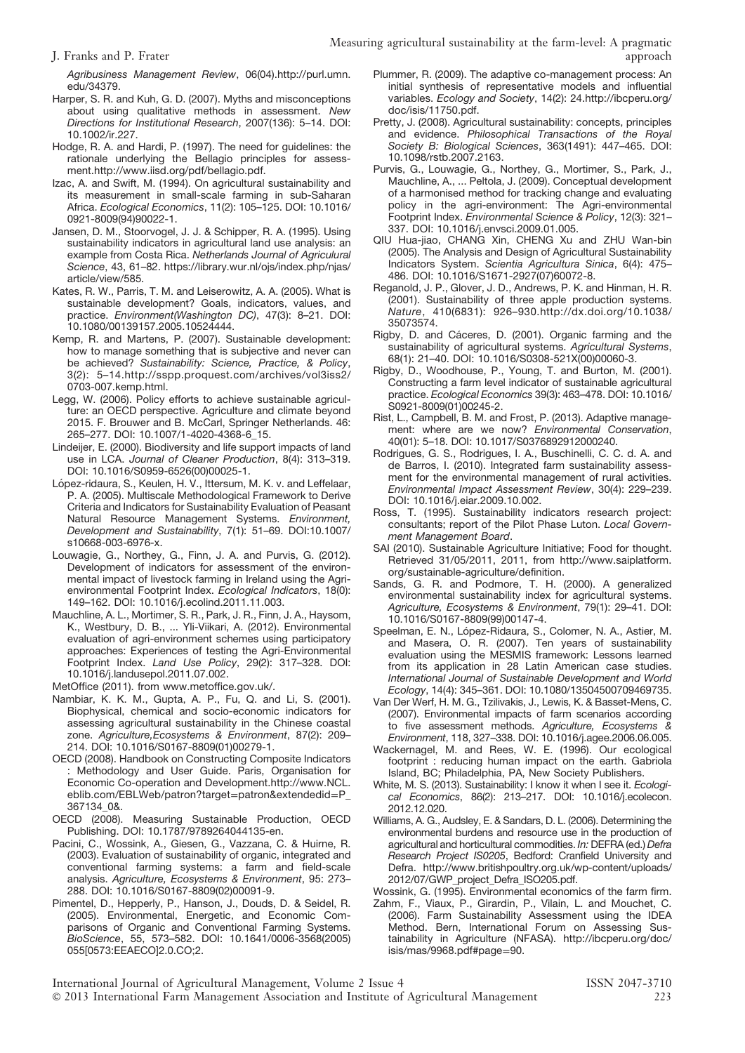*Agribusiness Management Review*, 06(04).http://purl.umn.edu/34379.

Harper, S. R. and Kuh, G. D. (2007). Myths and misconceptions about using qualitative methods in assessment. *New Directions for Institutional Research*, 2007(136): 5–14. DOI: 10.1002/ir.227.

Hodge, R. A. and Hardi, P. (1997). The need for guidelines: the rationale underlying the Bellagio principles for assessment.http://www.iisd.org/pdf/bellagio.pdf.

Izac, A. and Swift, M. (1994). On agricultural sustainability and its measurement in small-scale farming in sub-Saharan Africa. *Ecological Economics*, 11(2): 105–125. DOI: 10.1016/0921-8009(94)90022-1.

Jansen, D. M., Stoorvogel, J. J. & Schipper, R. A. (1995). Using sustainability indicators in agricultural land use analysis: an example from Costa Rica. *Netherlands Journal of Agricultural Science*, 43, 61–82. https://library.wur.nl/ojs/index.php/njas/article/view/585.

Kates, R. W., Parris, T. M. and Leiserowitz, A. A. (2005). What is sustainable development? Goals, indicators, values, and practice. *Environment(Washington DC)*, 47(3): 8–21. DOI: 10.1080/00139157.2005.10524444.

Kemp, R. and Martens, P. (2007). Sustainable development: how to manage something that is subjective and never can be achieved? *Sustainability: Science, Practice, & Policy*, 3(2): 5–14.http://sspp.proquest.com/archives/vol3iss2/0703-007.kemp.html.

Legg, W. (2006). Policy efforts to achieve sustainable agriculture: an OECD perspective. Agriculture and climate beyond 2015. F. Brouwer and B. McCarl, Springer Netherlands. 46: 265–277. DOI: 10.1007/1-4020-4368-6_15.

Lindeijer, E. (2000). Biodiversity and life support impacts of land use in LCA. *Journal of Cleaner Production*, 8(4): 313–319. DOI: 10.1016/S0959-6526(00)00025-1.

López-ridaura, S., Keulen, H. V., Ittersum, M. K. v. and Leffelaar, P. A. (2005). Multiscale Methodological Framework to Derive Criteria and Indicators for Sustainability Evaluation of Peasant Natural Resource Management Systems. *Environment, Development and Sustainability*, 7(1): 51–69. DOI:10.1007/s10668-003-6976-x.

Louwagie, G., Northey, G., Finn, J. A. and Purvis, G. (2012). Development of indicators for assessment of the environmental impact of livestock farming in Ireland using the Agri-environmental Footprint Index. *Ecological Indicators*, 18(0): 149–162. DOI: 10.1016/j.ecolind.2011.11.003.

Mauchline, A. L., Mortimer, S. R., Park, J. R., Finn, J. A., Haysom, K., Westbury, D. B., ... Yli-Viikari, A. (2012). Environmental evaluation of agri-environment schemes using participatory approaches: Experiences of testing the Agri-Environmental Footprint Index. *Land Use Policy*, 29(2): 317–328. DOI: 10.1016/j.landusepol.2011.07.002.

MetOffice (2011). from www.metoffice.gov.uk/.

Nambiar, K. K. M., Gupta, A. P., Fu, Q. and Li, S. (2001). Biophysical, chemical and socio-economic indicators for assessing agricultural sustainability in the Chinese coastal zone. *Agriculture,Ecosystems & Environment*, 87(2): 209–214. DOI: 10.1016/S0167-8809(01)00279-1.

OECD (2008). Handbook on Constructing Composite Indicators : Methodology and User Guide. Paris, Organisation for Economic Co-operation and Development.http://www.NCL.eblib.com/EBLWeb/patron?target=patron&extendedid=P_367134_0&.

OECD (2008). Measuring Sustainable Production, OECD Publishing. DOI: 10.1787/9789264044135-en.

Pacini, C., Wossink, A., Giesen, G., Vazzana, C. & Huirne, R. (2003). Evaluation of sustainability of organic, integrated and conventional farming systems: a farm and field-scale analysis. *Agriculture, Ecosystems & Environment*, 95: 273–288. DOI: 10.1016/S0167-8809(02)00091-9.

Pimentel, D., Hepperly, P., Hanson, J., Douds, D. & Seidel, R. (2005). Environmental, Energetic, and Economic Comparisons of Organic and Conventional Farming Systems. *BioScience*, 55, 573–582. DOI: 10.1641/0006-3568(2005)055[0573:EEAECO]2.0.CO;2.

Plummer, R. (2009). The adaptive co-management process: An initial synthesis of representative models and influential variables. *Ecology and Society*, 14(2): 24.http://ibcperu.org/doc/isis/11750.pdf.

Pretty, J. (2008). Agricultural sustainability: concepts, principles and evidence. *Philosophical Transactions of the Royal Society B: Biological Sciences*, 363(1491): 447–465. DOI: 10.1098/rstb.2007.2163.

Purvis, G., Louwagie, G., Northey, G., Mortimer, S., Park, J., Mauchline, A., ... Peltola, J. (2009). Conceptual development of a harmonised method for tracking change and evaluating policy in the agri-environment: The Agri-environmental Footprint Index. *Environmental Science & Policy*, 12(3): 321–337. DOI: 10.1016/j.envsci.2009.01.005.

QIU Hua-jiao, CHANG Xin, CHENG Xu and ZHU Wan-bin (2005). The Analysis and Design of Agricultural Sustainability Indicators System. *Scientia Agricultura Sinica*, 6(4): 475–486. DOI: 10.1016/S1671-2927(07)60072-8.

Reganold, J. P., Glover, J. D., Andrews, P. K. and Hinman, H. R. (2001). Sustainability of three apple production systems. *Nature*, 410(6831): 926–930.http://dx.doi.org/10.1038/35073574.

Rigby, D. and Cáceres, D. (2001). Organic farming and the sustainability of agricultural systems. *Agricultural Systems*, 68(1): 21–40. DOI: 10.1016/S0308-521X(00)00060-3.

Rigby, D., Woodhouse, P., Young, T. and Burton, M. (2001). Constructing a farm level indicator of sustainable agricultural practice. *Ecological Economics* 39(3): 463–478. DOI: 10.1016/S0921-8009(01)00245-2.

Rist, L., Campbell, B. M. and Frost, P. (2013). Adaptive management: where are we now? *Environmental Conservation*, 40(01): 5–18. DOI: 10.1017/S0376892912000240.

Rodrigues, G. S., Rodrigues, I. A., Buschinelli, C. C. d. A. and de Barros, I. (2010). Integrated farm sustainability assessment for the environmental management of rural activities. *Environmental Impact Assessment Review*, 30(4): 229–239. DOI: 10.1016/j.eiar.2009.10.002.

Ross, T. (1995). Sustainability indicators research project: consultants; report of the Pilot Phase Luton. *Local Government Management Board*.

SAI (2010). Sustainable Agriculture Initiative; Food for thought. Retrieved 31/05/2011, 2011, from http://www.saiplatform.org/sustainable-agriculture/definition.

Sands, G. R. and Podmore, T. H. (2000). A generalized environmental sustainability index for agricultural systems. *Agriculture, Ecosystems & Environment*, 79(1): 29–41. DOI: 10.1016/S0167-8809(99)00147-4.

Speelman, E. N., López-Ridaura, S., Colomer, N. A., Astier, M. and Masera, O. R. (2007). Ten years of sustainability evaluation using the MESMIS framework: Lessons learned from its application in 28 Latin American case studies. *International Journal of Sustainable Development and World Ecology*, 14(4): 345–361. DOI: 10.1080/13504500709469735.

Van Der Werf, H. M. G., Tzilivakis, J., Lewis, K. & Basset-Mens, C. (2007). Environmental impacts of farm scenarios according to five assessment methods. *Agriculture, Ecosystems & Environment*, 118, 327–338. DOI: 10.1016/j.agee.2006.06.005.

Wackernagel, M. and Rees, W. E. (1996). Our ecological footprint : reducing human impact on the earth. Gabriola Island, BC; Philadelphia, PA, New Society Publishers.

White, M. S. (2013). Sustainability: I know it when I see it. *Ecological Economics*, 86(2): 213–217. DOI: 10.1016/j.ecolecon.2012.12.020.

Williams, A. G., Audsley, E. & Sandars, D. L. (2006). Determining the environmental burdens and resource use in the production of agricultural and horticultural commodities. *In:* DEFRA (ed.) *Defra Research Project IS0205*, Bedford: Cranfield University and Defra. http://www.britishpoultry.org.uk/wp-content/uploads/2012/07/GWP_project_Defra_ISO205.pdf.

Wossink, G. (1995). Environmental economics of the farm firm.

Zahm, F., Viaux, P., Girardin, P., Vilain, L. and Mouchet, C. (2006). Farm Sustainability Assessment using the IDEA Method. Bern, International Forum on Assessing Sustainability in Agriculture (NFASA). http://ibcperu.org/doc/isis/mas/9968.pdf#page=90.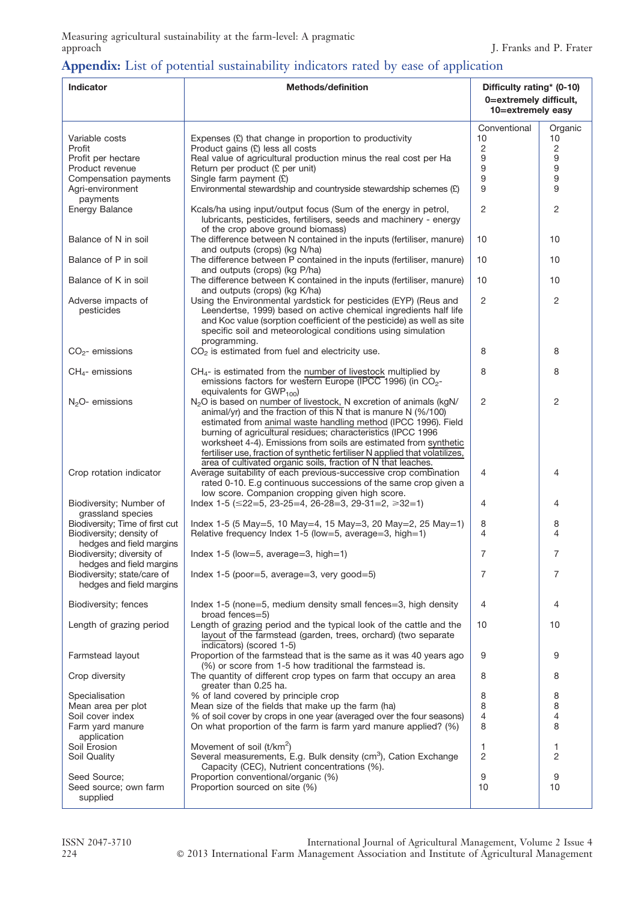## Appendix: List of potential sustainability indicators rated by ease of application

| Indicator | Methods/definition | Difficulty rating* (0-10) 0=extremely difficult, 10=extremely easy | |
|---|---|---|---|
| | | Conventional | Organic |
| Variable costs | Expenses (£) that change in proportion to productivity | 10 | 10 |
| Profit | Product gains (£) less all costs | 2 | 2 |
| Profit per hectare | Real value of agricultural production minus the real cost per Ha | 9 | 9 |
| Product revenue | Return per product (£ per unit) | 9 | 9 |
| Compensation payments | Single farm payment (£) | 9 | 9 |
| Agri-environment payments | Environmental stewardship and countryside stewardship schemes (£) | 9 | 9 |
| Energy Balance | Kcals/ha using input/output focus (Sum of the energy in petrol, lubricants, pesticides, fertilisers, seeds and machinery - energy of the crop above ground biomass) | 2 | 2 |
| Balance of N in soil | The difference between N contained in the inputs (fertiliser, manure) and outputs (crops) (kg N/ha) | 10 | 10 |
| Balance of P in soil | The difference between P contained in the inputs (fertiliser, manure) and outputs (crops) (kg P/ha) | 10 | 10 |
| Balance of K in soil | The difference between K contained in the inputs (fertiliser, manure) and outputs (crops) (kg K/ha) | 10 | 10 |
| Adverse impacts of pesticides | Using the Environmental yardstick for pesticides (EYP) (Reus and Leendertse, 1999) based on active chemical ingredients half life and Koc value (sorption coefficient of the pesticide) as well as site specific soil and meteorological conditions using simulation programming. | 2 | 2 |
| $CO_2$- emissions | $CO_2$ is estimated from fuel and electricity use. | 8 | 8 |
| $CH_4$- emissions | $CH_4$- is estimated from the number of livestock multiplied by emissions factors for western Europe (IPCC 1996) (in $CO_2$-equivalents for $GWP_{100}$) | 8 | 8 |
| $N_2O$- emissions | $N_2O$ is based on number of livestock, N excretion of animals (kgN/animal/yr) and the fraction of this N that is manure N (%/100) estimated from animal waste handling method (IPCC 1996). Field burning of agricultural residues; characteristics (IPCC 1996 worksheet 4-4). Emissions from soils are estimated from synthetic fertiliser use, fraction of synthetic fertiliser N applied that volatilizes, area of cultivated organic soils, fraction of N that leaches. | 2 | 2 |
| Crop rotation indicator | Average suitability of each previous-successive crop combination rated 0-10. E.g continuous successions of the same crop given a low score. Companion cropping given high score. | 4 | 4 |
| Biodiversity; Number of grassland species | Index 1-5 (≤22=5, 23-25=4, 26-28=3, 29-31=2, ≥32=1) | 4 | 4 |
| Biodiversity; Time of first cut | Index 1-5 (5 May=5, 10 May=4, 15 May=3, 20 May=2, 25 May=1) | 8 | 8 |
| Biodiversity; density of hedges and field margins | Relative frequency Index 1-5 (low=5, average=3, high=1) | 4 | 4 |
| Biodiversity; diversity of hedges and field margins | Index 1-5 (low=5, average=3, high=1) | 7 | 7 |
| Biodiversity; state/care of hedges and field margins | Index 1-5 (poor=5, average=3, very good=5) | 7 | 7 |
| Biodiversity; fences | Index 1-5 (none=5, medium density small fences=3, high density broad fences=5) | 4 | 4 |
| Length of grazing period | Length of grazing period and the typical look of the cattle and the layout of the farmstead (garden, trees, orchard) (two separate indicators) (scored 1-5) | 10 | 10 |
| Farmstead layout | Proportion of the farmstead that is the same as it was 40 years ago (%) or score from 1-5 how traditional the farmstead is. | 9 | 9 |
| Crop diversity | The quantity of different crop types on farm that occupy an area greater than 0.25 ha. | 8 | 8 |
| Specialisation | % of land covered by principle crop | 8 | 8 |
| Mean area per plot | Mean size of the fields that make up the farm (ha) | 8 | 8 |
| Soil cover index | % of soil cover by crops in one year (averaged over the four seasons) | 4 | 4 |
| Farm yard manure application | On what proportion of the farm is farm yard manure applied? (%) | 8 | 8 |
| Soil Erosion | Movement of soil ($t/km^2$) | 1 | 1 |
| Soil Quality | Several measurements, E.g. Bulk density ($cm^3$), Cation Exchange Capacity (CEC), Nutrient concentrations (%). | 2 | 2 |
| Seed Source; | Proportion conventional/organic (%) | 9 | 9 |
| Seed source; own farm supplied | Proportion sourced on site (%) | 10 | 10 |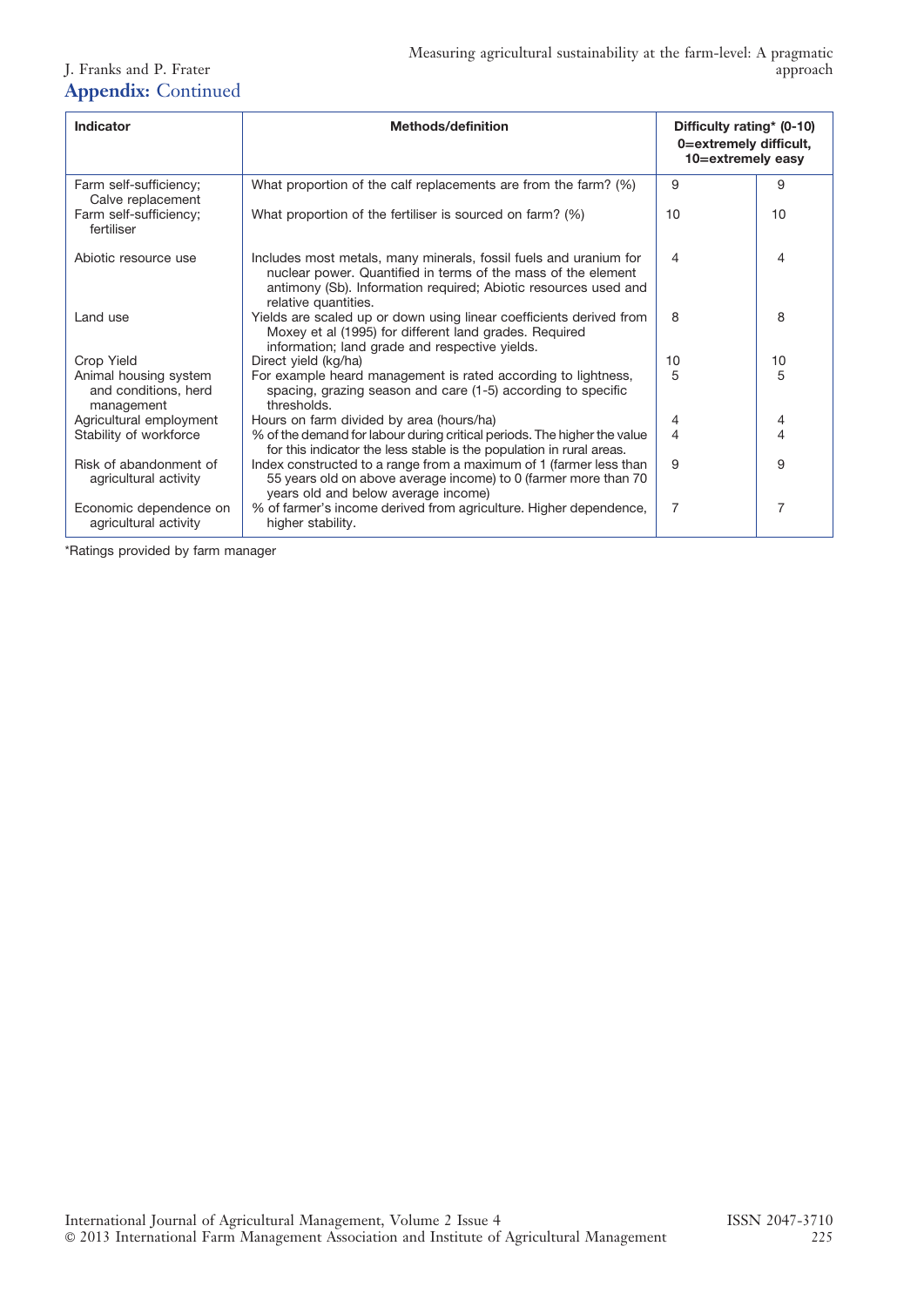## Appendix: Continued

| Indicator | Methods/definition | Difficulty rating* (0-10) 0=extremely difficult, 10=extremely easy | |
|---|---|---|---|
| Farm self-sufficiency; Calve replacement | What proportion of the calf replacements are from the farm? (%) | 9 | 9 |
| Farm self-sufficiency; fertiliser | What proportion of the fertiliser is sourced on farm? (%) | 10 | 10 |
| Abiotic resource use | Includes most metals, many minerals, fossil fuels and uranium for nuclear power. Quantified in terms of the mass of the element antimony (Sb). Information required; Abiotic resources used and relative quantities. | 4 | 4 |
| Land use | Yields are scaled up or down using linear coefficients derived from Moxey et al (1995) for different land grades. Required information; land grade and respective yields. | 8 | 8 |
| Crop Yield | Direct yield (kg/ha) | 10 | 10 |
| Animal housing system and conditions, herd management | For example heard management is rated according to lightness, spacing, grazing season and care (1-5) according to specific thresholds. | 5 | 5 |
| Agricultural employment | Hours on farm divided by area (hours/ha) | 4 | 4 |
| Stability of workforce | % of the demand for labour during critical periods. The higher the value for this indicator the less stable is the population in rural areas. | 4 | 4 |
| Risk of abandonment of agricultural activity | Index constructed to a range from a maximum of 1 (farmer less than 55 years old on above average income) to 0 (farmer more than 70 years old and below average income) | 9 | 9 |
| Economic dependence on agricultural activity | % of farmer's income derived from agriculture. Higher dependence, higher stability. | 7 | 7 |

*Ratings provided by farm manager